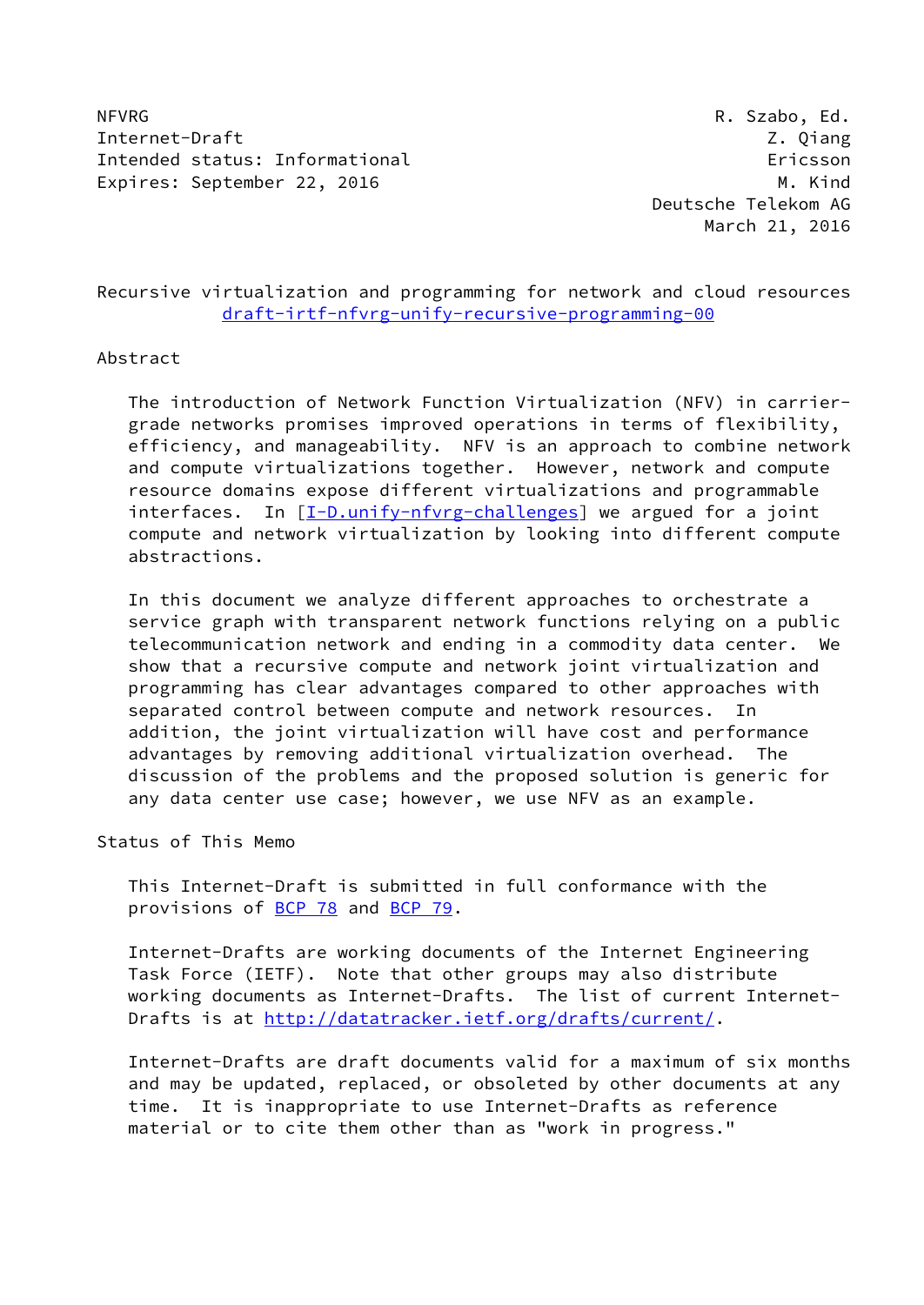NFVRG R. Szabo, Ed.
Internet-Draft Z. Qiang
Intended status: Informational Ericsson
Expires: September 22, 2016 M. Kind
Deutsche Telekom AG
March 21, 2016

# Recursive virtualization and programming for network and cloud resources

draft-irtf-nfvrg-unify-recursive-programming-00

## Abstract

The introduction of Network Function Virtualization (NFV) in carrier-grade networks promises improved operations in terms of flexibility, efficiency, and manageability. NFV is an approach to combine network and compute virtualizations together. However, network and compute resource domains expose different virtualizations and programmable interfaces. In [I-D.unify-nfvrg-challenges] we argued for a joint compute and network virtualization by looking into different compute abstractions.

In this document we analyze different approaches to orchestrate a service graph with transparent network functions relying on a public telecommunication network and ending in a commodity data center. We show that a recursive compute and network joint virtualization and programming has clear advantages compared to other approaches with separated control between compute and network resources. In addition, the joint virtualization will have cost and performance advantages by removing additional virtualization overhead. The discussion of the problems and the proposed solution is generic for any data center use case; however, we use NFV as an example.

## Status of This Memo

This Internet-Draft is submitted in full conformance with the provisions of BCP 78 and BCP 79.

Internet-Drafts are working documents of the Internet Engineering Task Force (IETF). Note that other groups may also distribute working documents as Internet-Drafts. The list of current Internet-Drafts is at http://datatracker.ietf.org/drafts/current/.

Internet-Drafts are draft documents valid for a maximum of six months and may be updated, replaced, or obsoleted by other documents at any time. It is inappropriate to use Internet-Drafts as reference material or to cite them other than as "work in progress."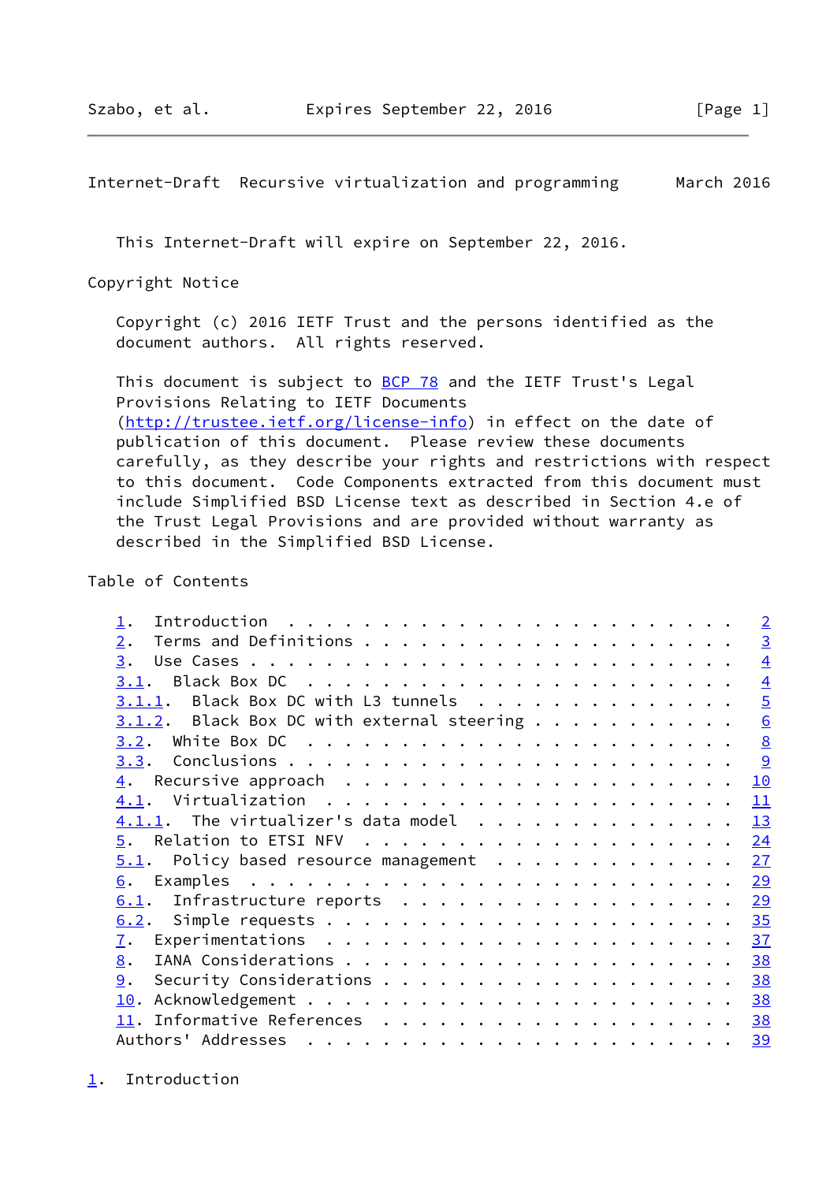This Internet-Draft will expire on September 22, 2016.

## Copyright Notice

Copyright (c) 2016 IETF Trust and the persons identified as the document authors. All rights reserved.

This document is subject to BCP 78 and the IETF Trust's Legal Provisions Relating to IETF Documents (http://trustee.ietf.org/license-info) in effect on the date of publication of this document. Please review these documents carefully, as they describe your rights and restrictions with respect to this document. Code Components extracted from this document must include Simplified BSD License text as described in Section 4.e of the Trust Legal Provisions and are provided without warranty as described in the Simplified BSD License.

## Table of Contents

```
   1.  Introduction  . . . . . . . . . . . . . . . . . . . . . . . .   2
   2.  Terms and Definitions . . . . . . . . . . . . . . . . . . . .   3
   3.  Use Cases . . . . . . . . . . . . . . . . . . . . . . . . . .   4
     3.1.  Black Box DC  . . . . . . . . . . . . . . . . . . . . . .   4
       3.1.1.  Black Box DC with L3 tunnels  . . . . . . . . . . . .   5
       3.1.2.  Black Box DC with external steering . . . . . . . . .   6
     3.2.  White Box DC  . . . . . . . . . . . . . . . . . . . . . .   8
     3.3.  Conclusions . . . . . . . . . . . . . . . . . . . . . . .   9
   4.  Recursive approach  . . . . . . . . . . . . . . . . . . . . .  10
     4.1.  Virtualization  . . . . . . . . . . . . . . . . . . . . .  11
       4.1.1.  The virtualizer's data model  . . . . . . . . . . . .  13
   5.  Relation to ETSI NFV  . . . . . . . . . . . . . . . . . . . .  24
     5.1.  Policy based resource management  . . . . . . . . . . . .  27
   6.  Examples  . . . . . . . . . . . . . . . . . . . . . . . . . .  29
     6.1.  Infrastructure reports  . . . . . . . . . . . . . . . . .  29
     6.2.  Simple requests . . . . . . . . . . . . . . . . . . . . .  35
   7.  Experimentations  . . . . . . . . . . . . . . . . . . . . . .  37
   8.  IANA Considerations . . . . . . . . . . . . . . . . . . . . .  38
   9.  Security Considerations . . . . . . . . . . . . . . . . . . .  38
   10. Acknowledgement . . . . . . . . . . . . . . . . . . . . . . .  38
   11. Informative References  . . . . . . . . . . . . . . . . . . .  38
   Authors' Addresses  . . . . . . . . . . . . . . . . . . . . . . .  39
```

## 1. Introduction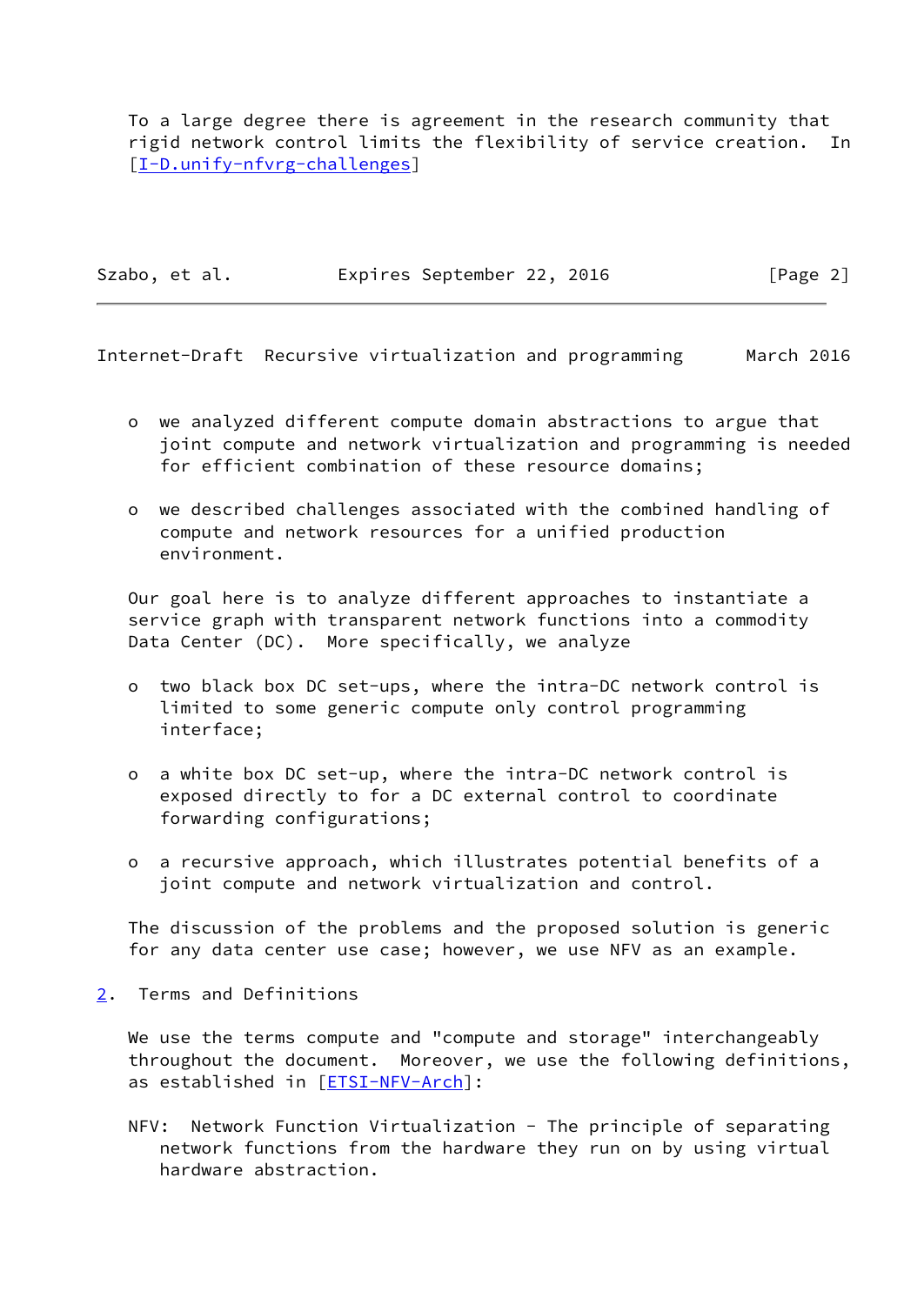To a large degree there is agreement in the research community that rigid network control limits the flexibility of service creation. In [I-D.unify-nfvrg-challenges]

- we analyzed different compute domain abstractions to argue that joint compute and network virtualization and programming is needed for efficient combination of these resource domains;
- we described challenges associated with the combined handling of compute and network resources for a unified production environment.

Our goal here is to analyze different approaches to instantiate a service graph with transparent network functions into a commodity Data Center (DC). More specifically, we analyze

- two black box DC set-ups, where the intra-DC network control is limited to some generic compute only control programming interface;
- a white box DC set-up, where the intra-DC network control is exposed directly to for a DC external control to coordinate forwarding configurations;
- a recursive approach, which illustrates potential benefits of a joint compute and network virtualization and control.

The discussion of the problems and the proposed solution is generic for any data center use case; however, we use NFV as an example.

## 2. Terms and Definitions

We use the terms compute and "compute and storage" interchangeably throughout the document. Moreover, we use the following definitions, as established in [ETSI-NFV-Arch]:

NFV: Network Function Virtualization - The principle of separating network functions from the hardware they run on by using virtual hardware abstraction.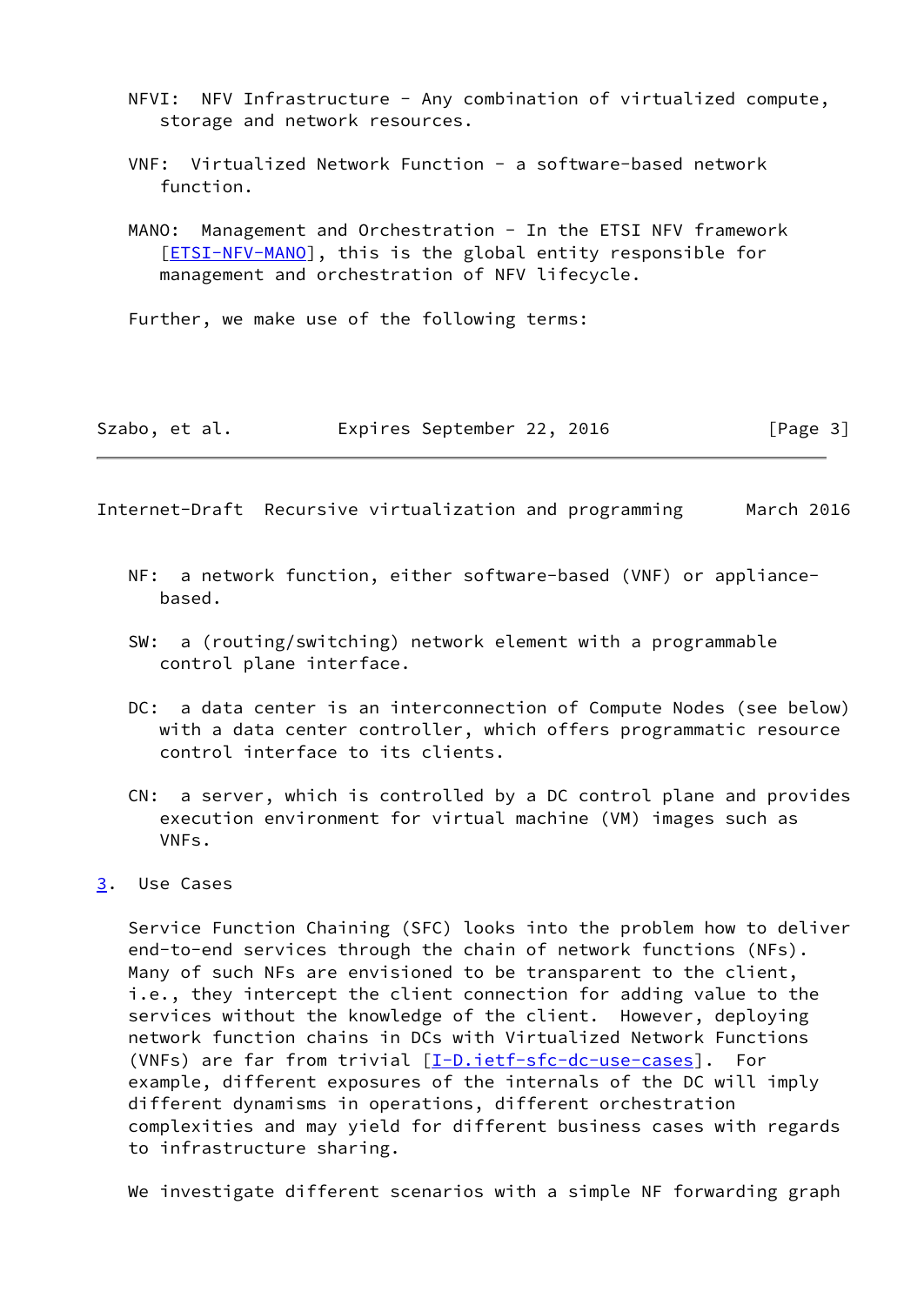NFVI: NFV Infrastructure - Any combination of virtualized compute, storage and network resources.

VNF: Virtualized Network Function - a software-based network function.

MANO: Management and Orchestration - In the ETSI NFV framework [ETSI-NFV-MANO], this is the global entity responsible for management and orchestration of NFV lifecycle.

Further, we make use of the following terms:

NF: a network function, either software-based (VNF) or appliance-based.

SW: a (routing/switching) network element with a programmable control plane interface.

DC: a data center is an interconnection of Compute Nodes (see below) with a data center controller, which offers programmatic resource control interface to its clients.

CN: a server, which is controlled by a DC control plane and provides execution environment for virtual machine (VM) images such as VNFs.

## 3. Use Cases

Service Function Chaining (SFC) looks into the problem how to deliver end-to-end services through the chain of network functions (NFs). Many of such NFs are envisioned to be transparent to the client, i.e., they intercept the client connection for adding value to the services without the knowledge of the client. However, deploying network function chains in DCs with Virtualized Network Functions (VNFs) are far from trivial [I-D.ietf-sfc-dc-use-cases]. For example, different exposures of the internals of the DC will imply different dynamisms in operations, different orchestration complexities and may yield for different business cases with regards to infrastructure sharing.

We investigate different scenarios with a simple NF forwarding graph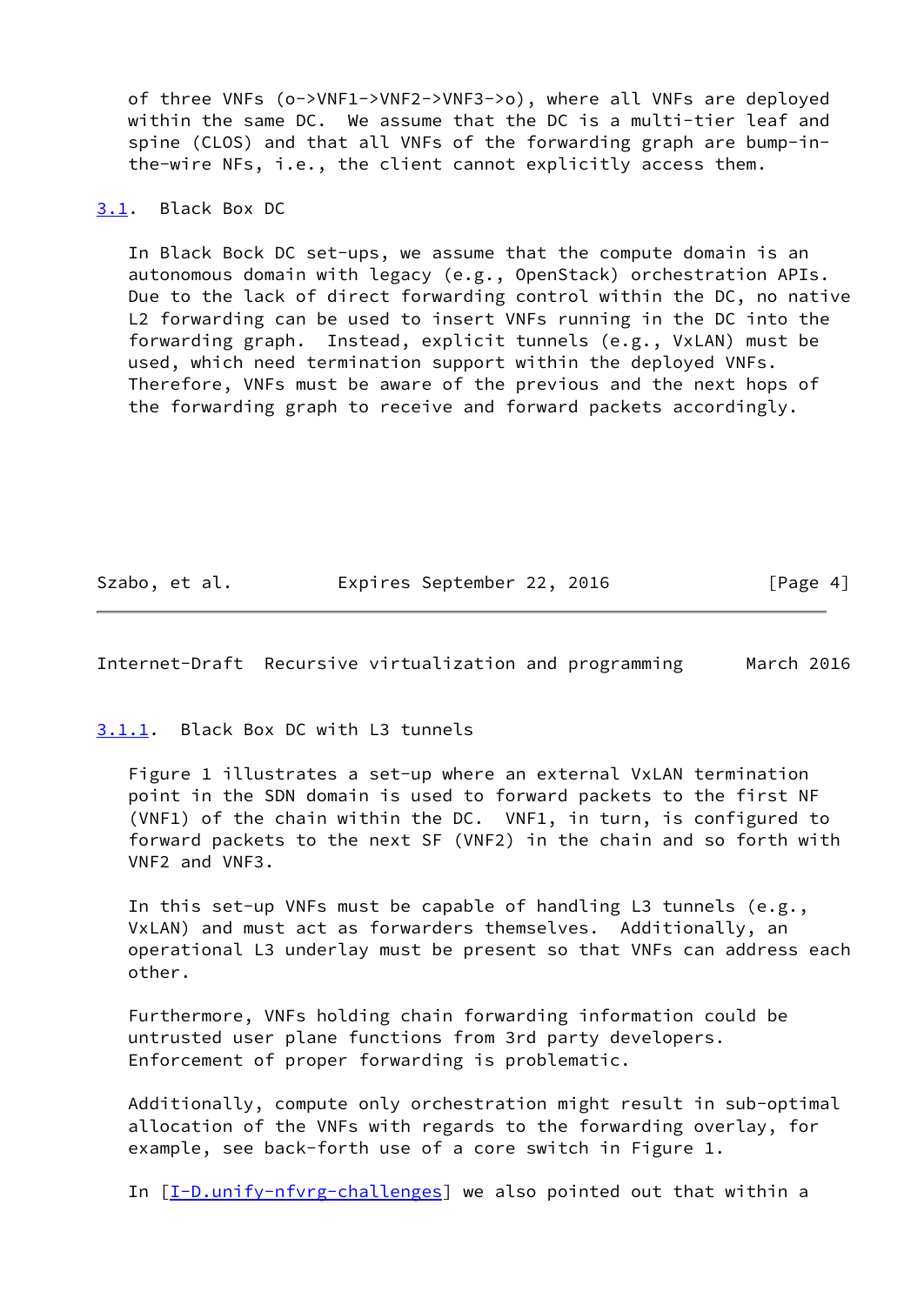of three VNFs (o->VNF1->VNF2->VNF3->o), where all VNFs are deployed within the same DC. We assume that the DC is a multi-tier leaf and spine (CLOS) and that all VNFs of the forwarding graph are bump-in-the-wire NFs, i.e., the client cannot explicitly access them.

## 3.1. Black Box DC

In Black Bock DC set-ups, we assume that the compute domain is an autonomous domain with legacy (e.g., OpenStack) orchestration APIs. Due to the lack of direct forwarding control within the DC, no native L2 forwarding can be used to insert VNFs running in the DC into the forwarding graph. Instead, explicit tunnels (e.g., VxLAN) must be used, which need termination support within the deployed VNFs. Therefore, VNFs must be aware of the previous and the next hops of the forwarding graph to receive and forward packets accordingly.

### 3.1.1. Black Box DC with L3 tunnels

Figure 1 illustrates a set-up where an external VxLAN termination point in the SDN domain is used to forward packets to the first NF (VNF1) of the chain within the DC. VNF1, in turn, is configured to forward packets to the next SF (VNF2) in the chain and so forth with VNF2 and VNF3.

In this set-up VNFs must be capable of handling L3 tunnels (e.g., VxLAN) and must act as forwarders themselves. Additionally, an operational L3 underlay must be present so that VNFs can address each other.

Furthermore, VNFs holding chain forwarding information could be untrusted user plane functions from 3rd party developers. Enforcement of proper forwarding is problematic.

Additionally, compute only orchestration might result in sub-optimal allocation of the VNFs with regards to the forwarding overlay, for example, see back-forth use of a core switch in Figure 1.

In [I-D.unify-nfvrg-challenges] we also pointed out that within a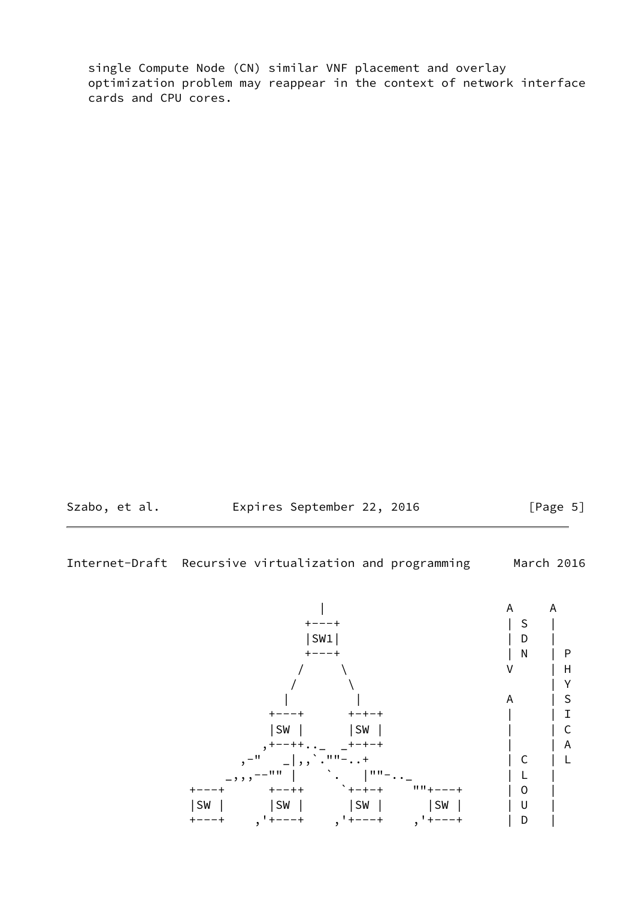single Compute Node (CN) similar VNF placement and overlay optimization problem may reappear in the context of network interface cards and CPU cores.

```
                              |                            A     A
                            +---+                          | S   |
                            |SW1|                          | D   |
                            +---+                          | N   | P
                           /     \                         V     | H
                          /       \                              | Y
                         |         |                       A     | S
                       +---+      +-+-+                    |     | I
                       |SW |      |SW |                    |     | C
                      ,+--++.._  _+-+-+                    |     | A
                   ,-"   _|,,`.""-..+                      | C   | L
                 _,,,--"" |    `.   |""-.._                | L   |
             +---+      +--++     `+-+-+    ""+---+        | O   |
             |SW |      |SW |      |SW |      |SW |        | U   |
             +---+    ,'+---+    ,'+---+    ,'+---+        | D   |
```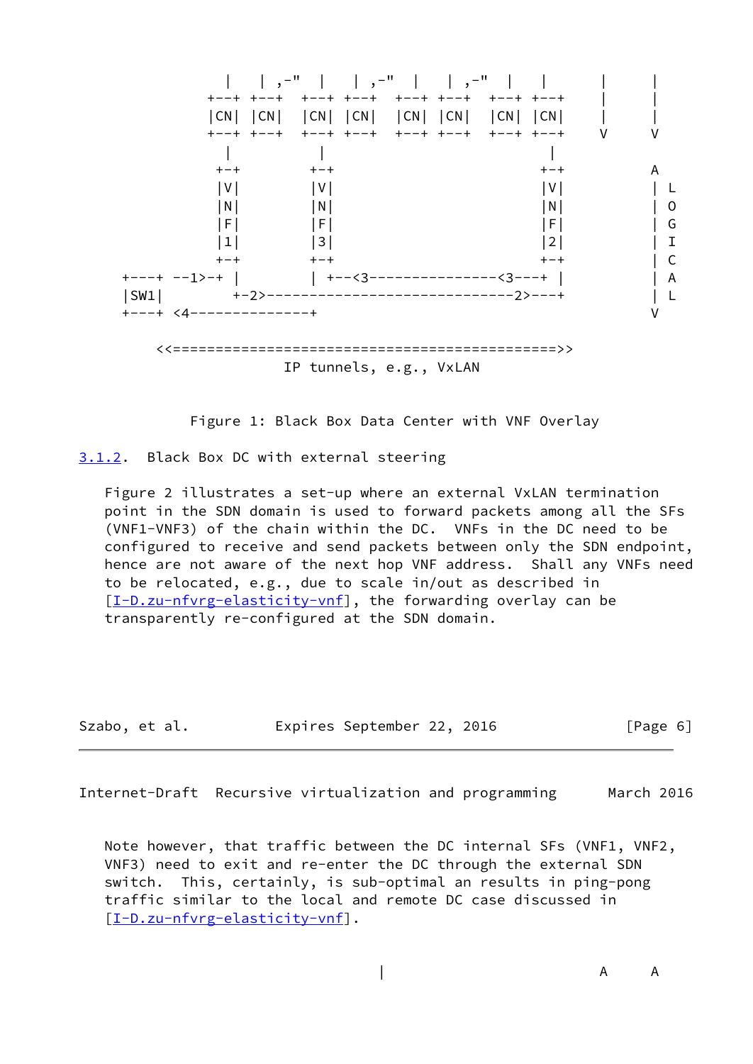```
           |   | ,-"  |   | ,-"  |   | ,-"  |   |       |     |
         +--+ +--+  +--+ +--+  +--+ +--+  +--+ +--+     |     |
         |CN| |CN|  |CN| |CN|  |CN| |CN|  |CN| |CN|     |     |
         +--+ +--+  +--+ +--+  +--+ +--+  +--+ +--+     V     V
           |          |                          |
          +-+        +-+                        +-+           A
          |V|        |V|                        |V|           | L
          |N|        |N|                        |N|           | O
          |F|        |F|                        |F|           | G
          |1|        |3|                        |2|           | I
          +-+        +-+                        +-+           | C
+---+ --1>-+ |       | +--<3---------------<3---+ |           | A
|SW1|        +-2>-----------------------------2>---+           | L
+---+ <4--------------+                                       V

    <<=============================================>>
                  IP tunnels, e.g., VxLAN
```

Figure 1: Black Box Data Center with VNF Overlay

### 3.1.2. Black Box DC with external steering

Figure 2 illustrates a set-up where an external VxLAN termination point in the SDN domain is used to forward packets among all the SFs (VNF1-VNF3) of the chain within the DC. VNFs in the DC need to be configured to receive and send packets between only the SDN endpoint, hence are not aware of the next hop VNF address. Shall any VNFs need to be relocated, e.g., due to scale in/out as described in [I-D.zu-nfvrg-elasticity-vnf], the forwarding overlay can be transparently re-configured at the SDN domain.

Note however, that traffic between the DC internal SFs (VNF1, VNF2, VNF3) need to exit and re-enter the DC through the external SDN switch. This, certainly, is sub-optimal an results in ping-pong traffic similar to the local and remote DC case discussed in [I-D.zu-nfvrg-elasticity-vnf].

```
                                |                        A     A
```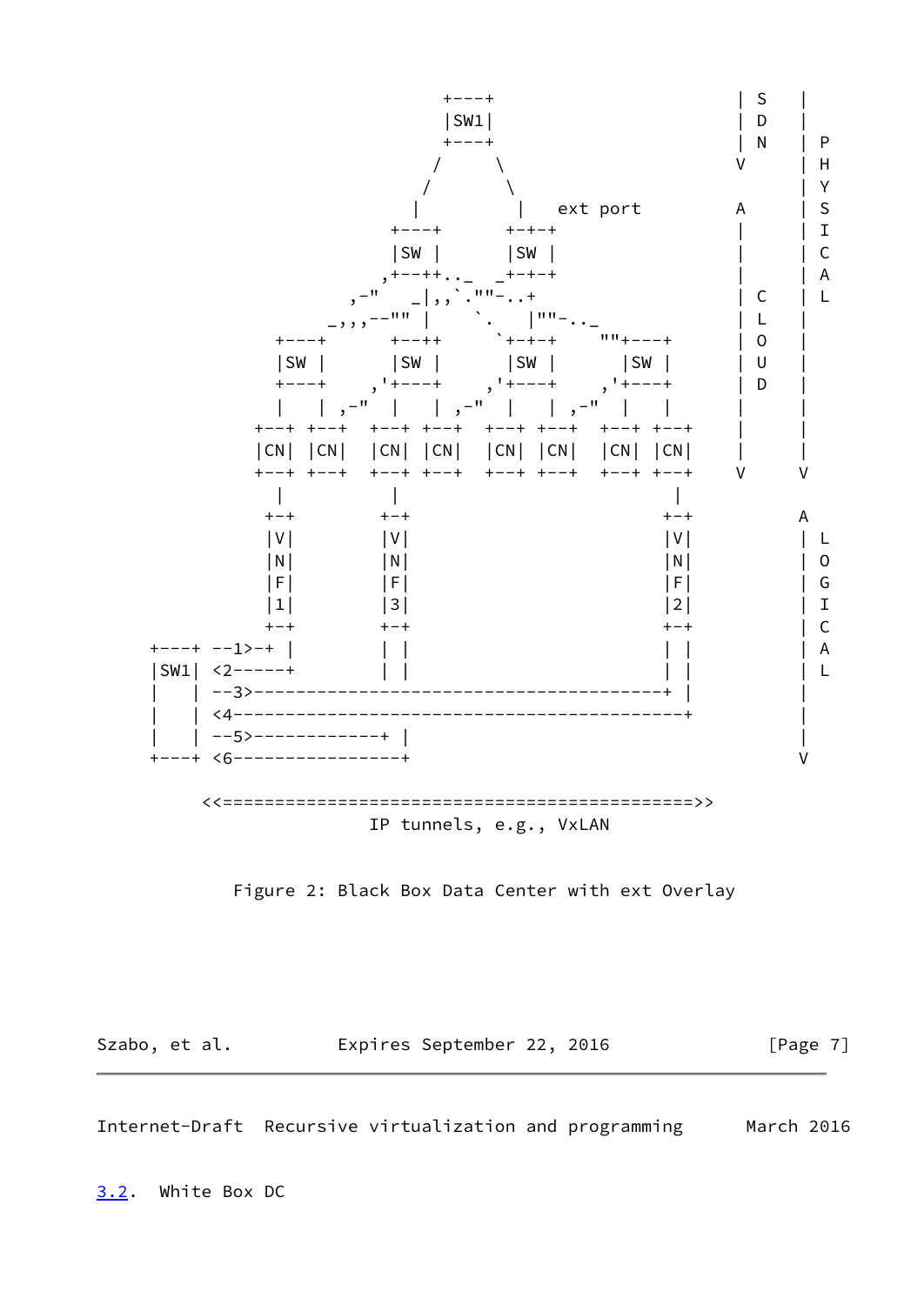```
                                +---+                       | S    |
                                |SW1|                       | D    |
                                +---+                       | N    | P
                               /     \                      V      | H
                              /       \                            | Y
                             |         |   ext port         A      | S
                           +---+      +-+-+                 |      | I
                           |SW |      |SW |                 |      | C
                          ,+--++.._  _+-+-+                 |      | A
                       ,-"   _|,,`.""-..+                   | C    | L
                     _,,,--"" |    `.   |""-.._             | L    |
                  +---+      +--++     `+-+-+    ""+---+    | O    |
                  |SW |      |SW |      |SW |      |SW |    | U    |
                  +---+    ,'+---+    ,'+---+    ,'+---+    | D    |
                  |   | ,-"  |   | ,-"  |   | ,-"  |   |    |      |
                +--+ +--+  +--+ +--+  +--+ +--+  +--+ +--+  |      |
                |CN| |CN|  |CN| |CN|  |CN| |CN|  |CN| |CN|  |      |
                +--+ +--+  +--+ +--+  +--+ +--+  +--+ +--+  V      V
                  |          |                         |
                 +-+        +-+                       +-+          A
                 |V|        |V|                       |V|          | L
                 |N|        |N|                       |N|          | O
                 |F|        |F|                       |F|          | G
                 |1|        |3|                       |2|          | I
                 +-+        +-+                       +-+          | C
          +---+ --1>-+ |        | |                       | |          | A
          |SW1| <2-----+        | |                       | |          | L
          |   | --3>----------------------------------------+ |          |
          |   | <4-------------------------------------------+          |
          |   | --5>------------+ |                                     |
          +---+ <6----------------+                                     V

               <<=============================================>>
                                IP tunnels, e.g., VxLAN
```

Figure 2: Black Box Data Center with ext Overlay

### 3.2. White Box DC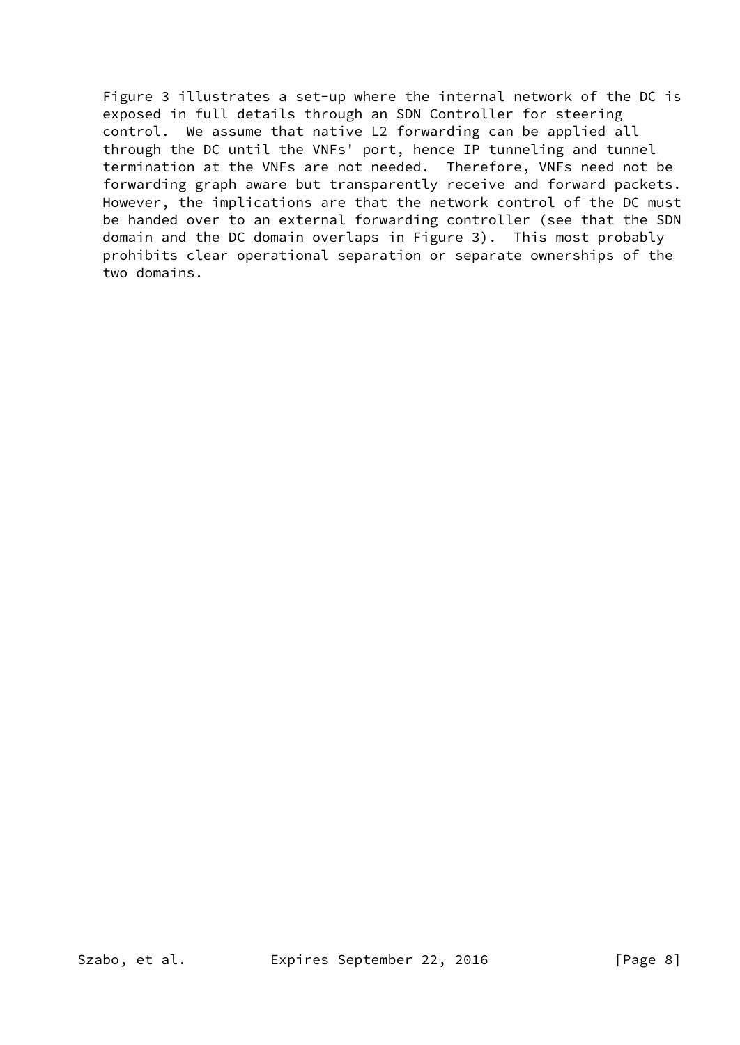Figure 3 illustrates a set-up where the internal network of the DC is exposed in full details through an SDN Controller for steering control. We assume that native L2 forwarding can be applied all through the DC until the VNFs' port, hence IP tunneling and tunnel termination at the VNFs are not needed. Therefore, VNFs need not be forwarding graph aware but transparently receive and forward packets. However, the implications are that the network control of the DC must be handed over to an external forwarding controller (see that the SDN domain and the DC domain overlaps in Figure 3). This most probably prohibits clear operational separation or separate ownerships of the two domains.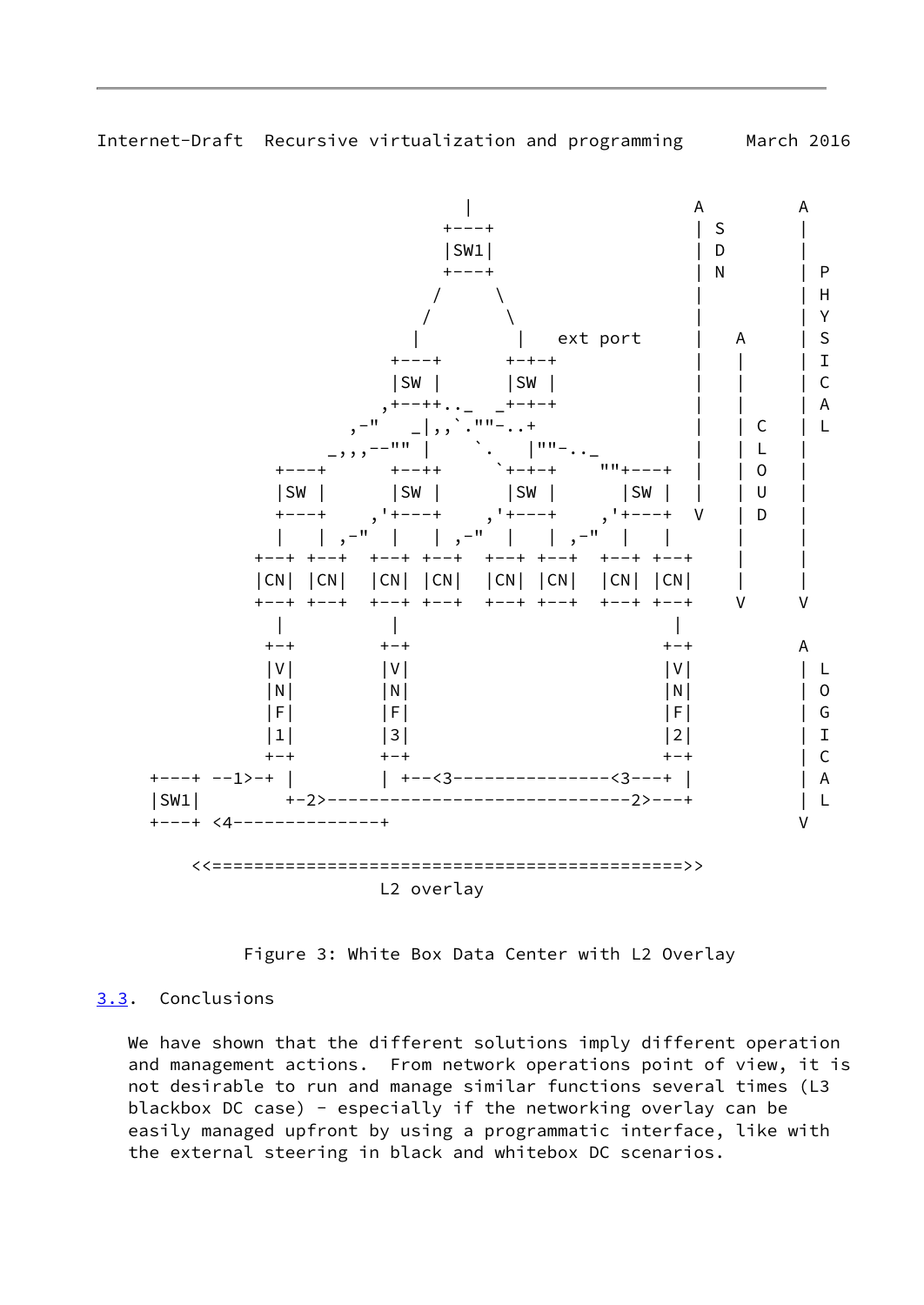```
                                 |                     A         A
                               +---+                   | S       |
                               |SW1|                   | D       |
                               +---+                   | N       | P
                              /     \                  |         | H
                             /       \                 |         | Y
                            |         |   ext port     |   A     | S
                          +---+      +-+-+             |   |     | I
                          |SW |      |SW |             |   |     | C
                         ,+--++.._  _+-+-+             |   |     | A
                      ,-"   _|,,`.""-..+               |   | C   | L
                    _,,,--""  |    `.   |""-.._        |   | L   |
                +---+     +--++     `+-+-+     ""+---+ |   | O   |
                |SW |     |SW |      |SW |      |SW |  |   | U   |
                +---+    ,'+---+    ,'+---+    ,'+---+ V   | D   |
                |   | ,-"  |   | ,-"  |   | ,-"  |   |       |     |
              +--+ +--+  +--+ +--+  +--+ +--+  +--+ +--+     |     |
              |CN| |CN|  |CN| |CN|  |CN| |CN|  |CN| |CN|     |     |
              +--+ +--+  +--+ +--+  +--+ +--+  +--+ +--+     V     V
                |          |                         |
               +-+        +-+                       +-+          A
               |V|        |V|                       |V|          | L
               |N|        |N|                       |N|          | O
               |F|        |F|                       |F|          | G
               |1|        |3|                       |2|          | I
               +-+        +-+                       +-+          | C
        +---+ --1>-+ |        | +--<3---------------<3---+ |          | A
        |SW1|        +-2>-----------------------------2>---+          | L
        +---+ <4--------------+                                 V

            <<==============================================>>
                                L2 overlay
```

Figure 3: White Box Data Center with L2 Overlay

## 3.3. Conclusions

We have shown that the different solutions imply different operation and management actions. From network operations point of view, it is not desirable to run and manage similar functions several times (L3 blackbox DC case) - especially if the networking overlay can be easily managed upfront by using a programmatic interface, like with the external steering in black and whitebox DC scenarios.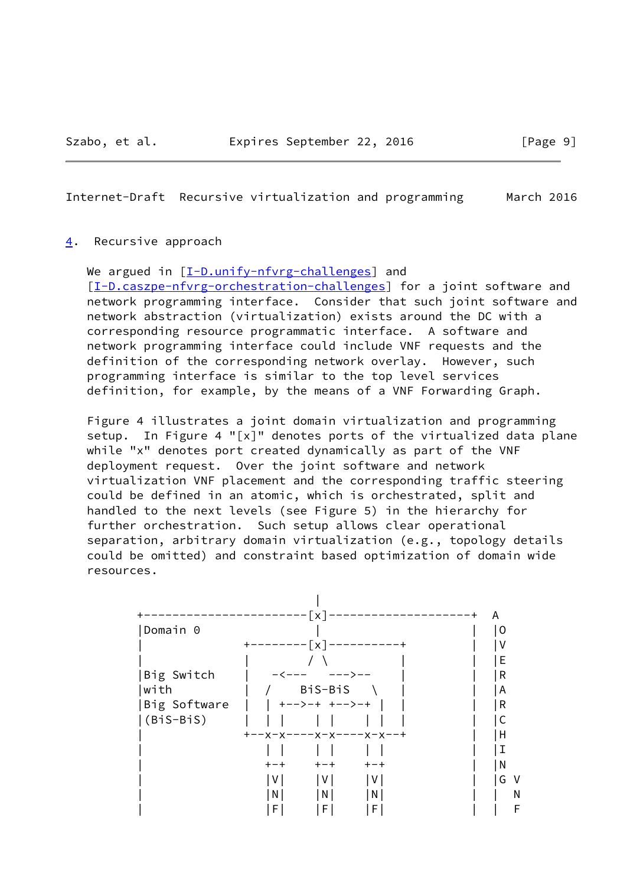## 4. Recursive approach

We argued in [I-D.unify-nfvrg-challenges] and [I-D.caszpe-nfvrg-orchestration-challenges] for a joint software and network programming interface. Consider that such joint software and network abstraction (virtualization) exists around the DC with a corresponding resource programmatic interface. A software and network programming interface could include VNF requests and the definition of the corresponding network overlay. However, such programming interface is similar to the top level services definition, for example, by the means of a VNF Forwarding Graph.

Figure 4 illustrates a joint domain virtualization and programming setup. In Figure 4 "[x]" denotes ports of the virtualized data plane while "x" denotes port created dynamically as part of the VNF deployment request. Over the joint software and network virtualization VNF placement and the corresponding traffic steering could be defined in an atomic, which is orchestrated, split and handled to the next levels (see Figure 5) in the hierarchy for further orchestration. Such setup allows clear operational separation, arbitrary domain virtualization (e.g., topology details could be omitted) and constraint based optimization of domain wide resources.

```
                            |
   +-----------------------[x]--------------------+   A
   |Domain 0                |                     |   |O
   |              +--------[x]----------+         |   |V
   |              |         / \         |         |   |E
   |Big Switch    |   -<---    --->--   |         |   |R
   |with          |  /     BiS-BiS    \ |         |   |A
   |Big Software  |  | +-->-+ +-->-+ |  |         |   |R
   |(BiS-BiS)     |  | |    | |    | |  |         |   |C
   |              +--x-x----x-x----x-x--+         |   |H
   |                 | |    | |    | |            |   |I
   |                 +-+    +-+    +-+            |   |N
   |                 |V|    |V|    |V|            |   |G V
   |                 |N|    |N|    |N|            |   |   N
   |                 |F|    |F|    |F|            |   |   F
```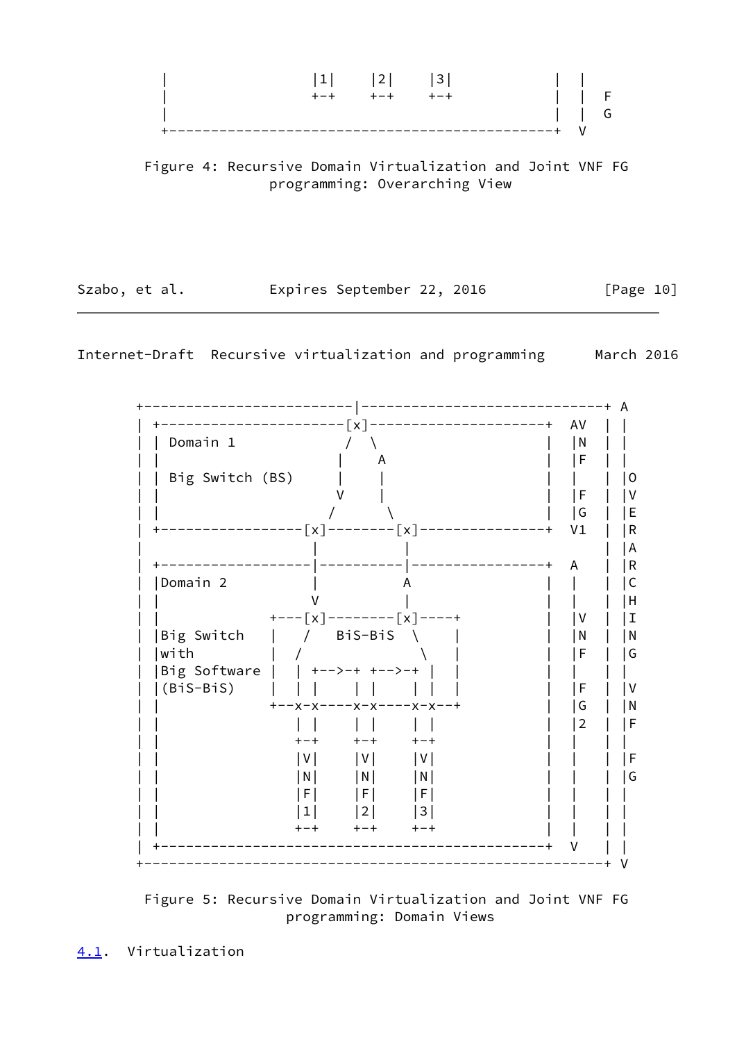```
    |                 |1|    |2|    |3|            |  |
    |                 +-+    +-+    +-+            |  |  F
    |                                              |  |  G
    +----------------------------------------------+  V
```

Figure 4: Recursive Domain Virtualization and Joint VNF FG programming: Overarching View

```
   +-------------------------|-----------------------------+ A
   | +---------------------[x]---------------------+  AV  | |
   | | Domain 1            /  \                    |  |N  | |
   | |                    |    A                   |  |F  | |
   | | Big Switch (BS)    |    |                   |  |   | |O
   | |                    V    |                   |  |F  | |V
   | |                   /      \                  |  |G  | |E
   | +-----------------[x]--------[x]--------------+  V1  | |R
   |                    |          |                      | |A
   | +------------------|----------|---------------+  A   | |R
   | |Domain 2          |          A               |  |   | |C
   | |                  V          |               |  |   | |H
   | |             +---[x]--------[x]----+         |  |V  | |I
   | |Big Switch   |   /   BiS-BiS  \    |         |  |N  | |N
   | |with         |  /              \   |         |  |F  | |G
   | |Big Software |  | +-->-+ +-->-+ |  |         |  |   | |
   | |(BiS-BiS)    |  | |    | |    | |  |         |  |F  | |V
   | |             +--x-x----x-x----x-x--+         |  |G  | |N
   | |                | |    | |    | |            |  |2  | |F
   | |                +-+    +-+    +-+            |  |   | |
   | |                |V|    |V|    |V|            |  |   | |F
   | |                |N|    |N|    |N|            |  |   | |G
   | |                |F|    |F|    |F|            |  |   | |
   | |                |1|    |2|    |3|            |  |   | |
   | |                +-+    +-+    +-+            |  |   | |
   | +---------------------------------------------+  V   | |
   +-------------------------------------------------------+ V
```

Figure 5: Recursive Domain Virtualization and Joint VNF FG programming: Domain Views

## 4.1. Virtualization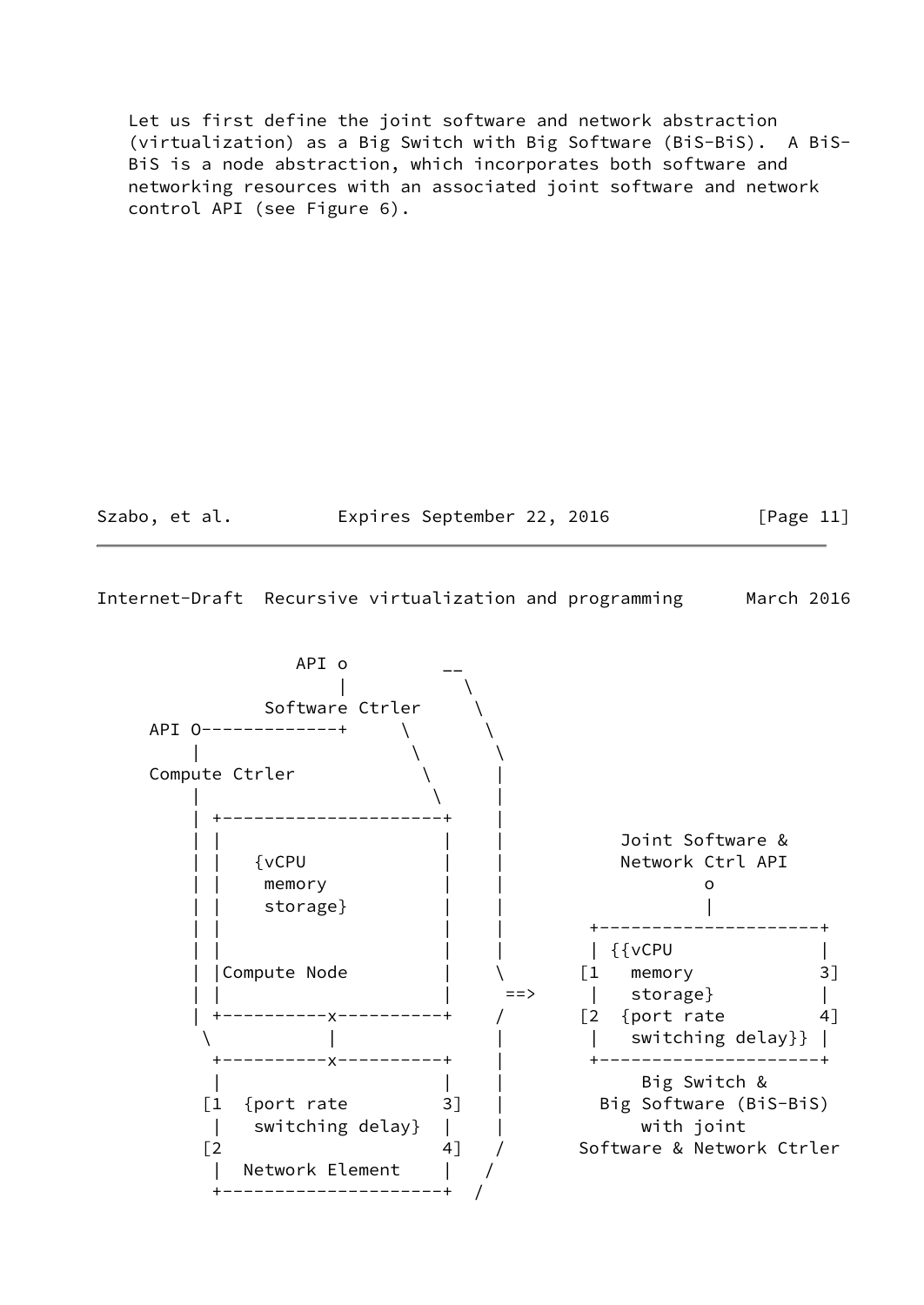Let us first define the joint software and network abstraction (virtualization) as a Big Switch with Big Software (BiS-BiS). A BiS-BiS is a node abstraction, which incorporates both software and networking resources with an associated joint software and network control API (see Figure 6).

```
                API o         __
                    |           \
              Software Ctrler     \
     API O-------------+     \      \
         |                    \      \
     Compute Ctrler            \      |
         |                      \     |
         | +---------------------+    |
         | |                     |    |          Joint Software &
         | |   {vCPU             |    |          Network Ctrl API
         | |    memory           |    |                  o
         | |    storage}         |    |                  |
         | |                     |    |        +---------------------+
         | |                     |    |        | {{vCPU              |
         | |Compute Node         |    \       [1   memory           3]
         | |                     |     ==>     |   storage}          |
         | +----------x----------+    /       [2  {port rate        4]
          \           |               |        |   switching delay}} |
           +----------x----------+    |        +---------------------+
           |                     |    |             Big Switch &
          [1  {port rate        3]    |          Big Software (BiS-BiS)
           |   switching delay}  |    |               with joint
          [2                    4]    /        Software & Network Ctrler
           |  Network Element    |   /
           +---------------------+  /
```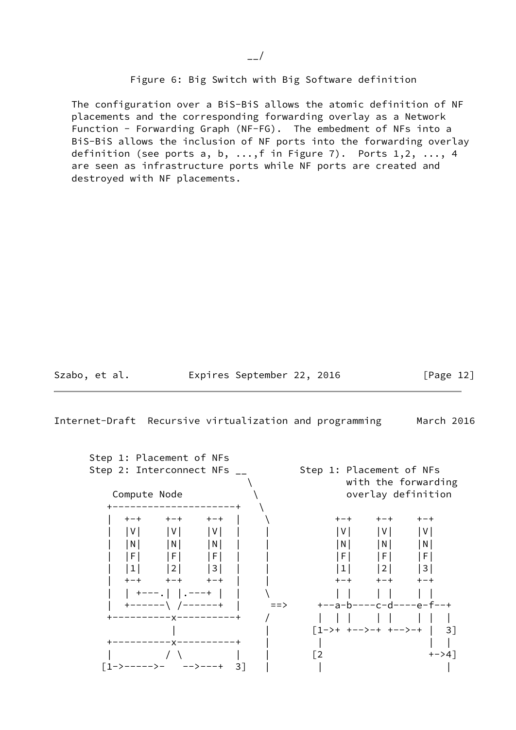```
                                   __/
```

Figure 6: Big Switch with Big Software definition

The configuration over a BiS-BiS allows the atomic definition of NF placements and the corresponding forwarding overlay as a Network Function - Forwarding Graph (NF-FG). The embedment of NFs into a BiS-BiS allows the inclusion of NF ports into the forwarding overlay definition (see ports a, b, ...,f in Figure 7). Ports 1,2, ..., 4 are seen as infrastructure ports while NF ports are created and destroyed with NF placements.

```
      Step 1: Placement of NFs
      Step 2: Interconnect NFs __         Step 1: Placement of NFs
                                 \                with the forwarding
          Compute Node            \               overlay definition
         +---------------------+   \
         |  +-+    +-+    +-+  |    \            +-+    +-+    +-+
         |  |V|    |V|    |V|  |    |            |V|    |V|    |V|
         |  |N|    |N|    |N|  |    |            |N|    |N|    |N|
         |  |F|    |F|    |F|  |    |            |F|    |F|    |F|
         |  |1|    |2|    |3|  |    |            |1|    |2|    |3|
         |  +-+    +-+    +-+  |    |            +-+    +-+    +-+
         |  | +---.| |.---+ |  |    \            | |    | |    | |
         |  +------\ /------+  |     ==>      +--a-b----c-d----e-f--+
         +----------x----------+    /         |  | |    | |    | |  |
                    |               |        [1->+ +-->-+ +-->-+ |  3]
         +----------x----------+    |         |                  |  |
         |         / \         |    |        [2                  +->4]
        [1->----->-   -->---+  3]   |         |                     |
```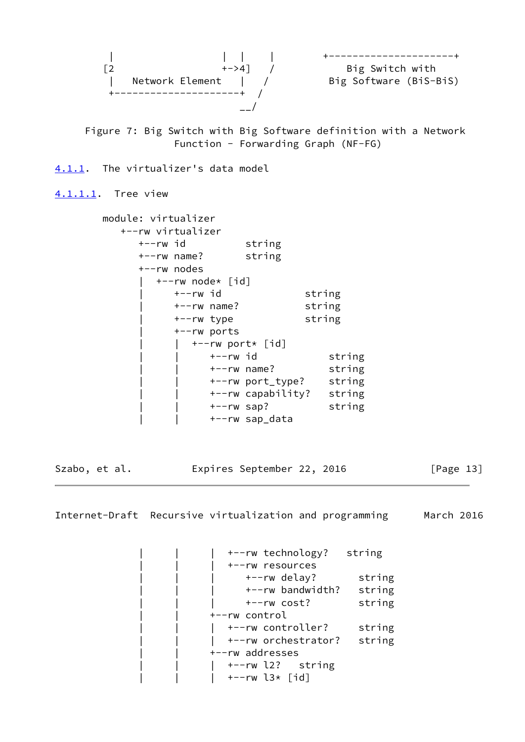```
         |                  |  |    |        +---------------------+
        [2                  +->4]   /           Big Switch with
         |   Network Element   |   /          Big Software (BiS-BiS)
         +---------------------+  /
                                __/
```

Figure 7: Big Switch with Big Software definition with a Network Function - Forwarding Graph (NF-FG)

#### 4.1.1. The virtualizer's data model

##### 4.1.1.1. Tree view

```
module: virtualizer
   +--rw virtualizer
      +--rw id          string
      +--rw name?       string
      +--rw nodes
      |  +--rw node* [id]
      |     +--rw id              string
      |     +--rw name?           string
      |     +--rw type            string
      |     +--rw ports
      |     |  +--rw port* [id]
      |     |     +--rw id            string
      |     |     +--rw name?         string
      |     |     +--rw port_type?    string
      |     |     +--rw capability?   string
      |     |     +--rw sap?          string
      |     |     +--rw sap_data
      |     |     |  +--rw technology?   string
      |     |     |  +--rw resources
      |     |     |     +--rw delay?       string
      |     |     |     +--rw bandwidth?   string
      |     |     |     +--rw cost?        string
      |     |     +--rw control
      |     |     |  +--rw controller?     string
      |     |     |  +--rw orchestrator?   string
      |     |     +--rw addresses
      |     |     |  +--rw l2?   string
      |     |     |  +--rw l3* [id]
```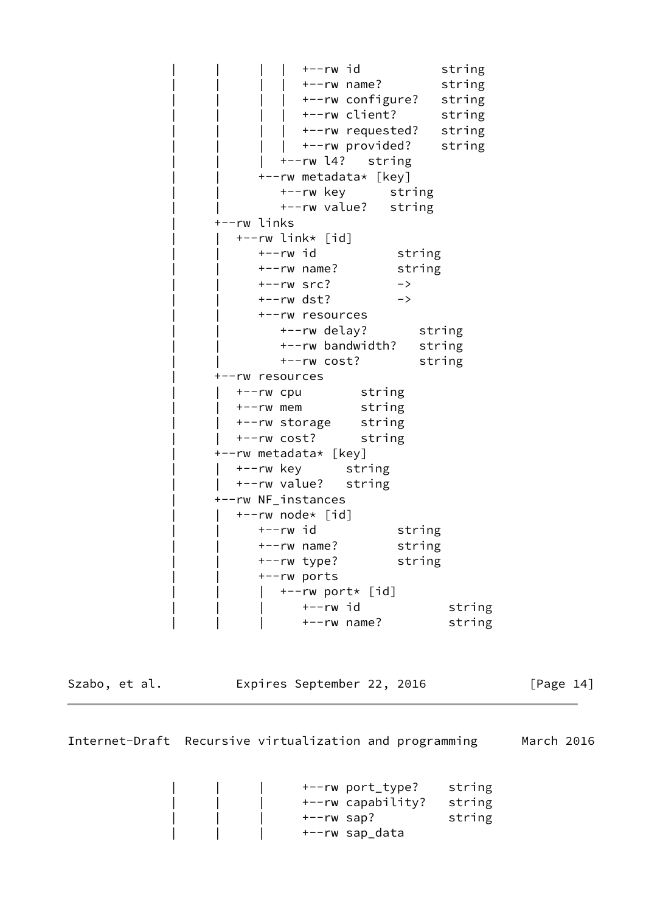```
   |     |     |  |  +--rw id           string
   |     |     |  |  +--rw name?        string
   |     |     |  |  +--rw configure?   string
   |     |     |  |  +--rw client?      string
   |     |     |  |  +--rw requested?   string
   |     |     |  |  +--rw provided?    string
   |     |     |  +--rw l4?   string
   |     |     +--rw metadata* [key]
   |     |        +--rw key      string
   |     |        +--rw value?   string
   |     +--rw links
   |     |  +--rw link* [id]
   |     |     +--rw id           string
   |     |     +--rw name?        string
   |     |     +--rw src?         ->
   |     |     +--rw dst?         ->
   |     |     +--rw resources
   |     |        +--rw delay?       string
   |     |        +--rw bandwidth?   string
   |     |        +--rw cost?        string
   |     +--rw resources
   |     |  +--rw cpu        string
   |     |  +--rw mem        string
   |     |  +--rw storage    string
   |     |  +--rw cost?      string
   |     +--rw metadata* [key]
   |     |  +--rw key      string
   |     |  +--rw value?   string
   |     +--rw NF_instances
   |     |  +--rw node* [id]
   |     |     +--rw id           string
   |     |     +--rw name?        string
   |     |     +--rw type?        string
   |     |     +--rw ports
   |     |     |  +--rw port* [id]
   |     |     |     +--rw id            string
   |     |     |     +--rw name?         string
```

```
   |     |     |     +--rw port_type?    string
   |     |     |     +--rw capability?   string
   |     |     |     +--rw sap?          string
   |     |     |     +--rw sap_data
```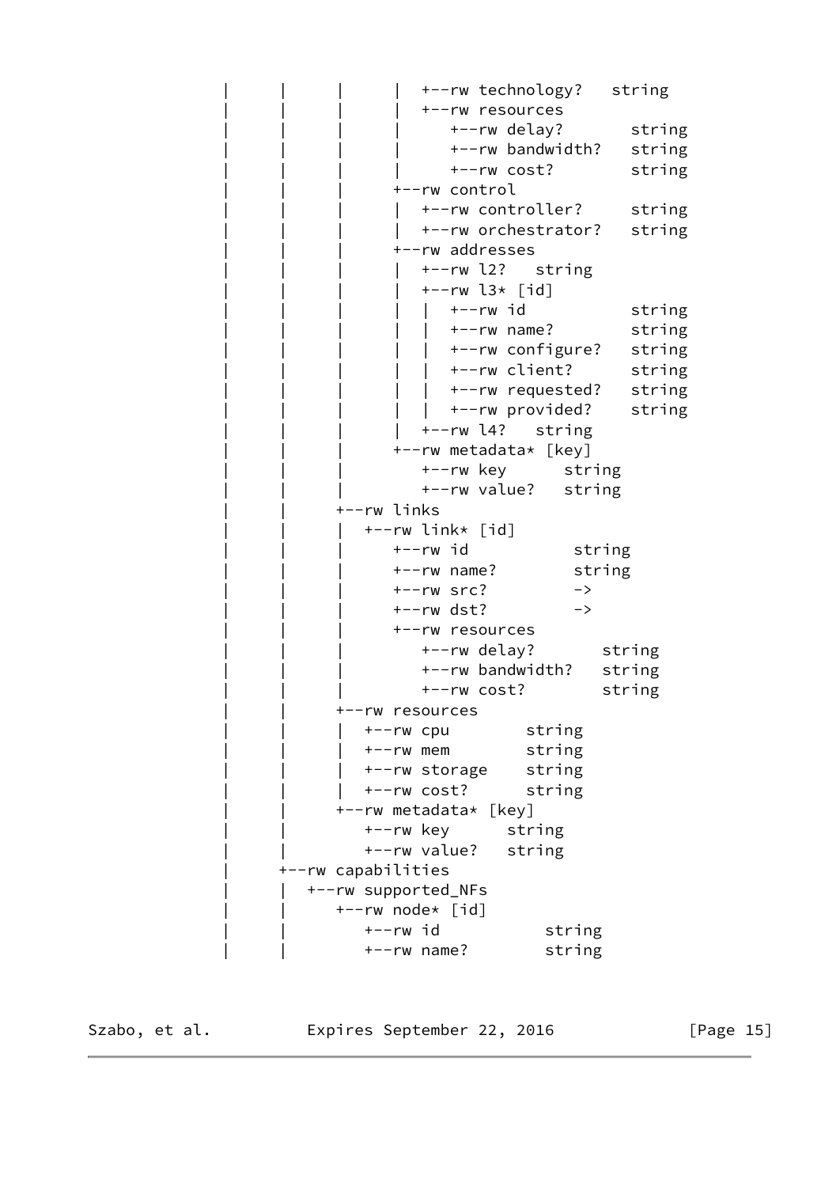```
   |     |     |     |  +--rw technology?   string
   |     |     |     |  +--rw resources
   |     |     |     |     +--rw delay?       string
   |     |     |     |     +--rw bandwidth?   string
   |     |     |     |     +--rw cost?        string
   |     |     |     +--rw control
   |     |     |     |  +--rw controller?     string
   |     |     |     |  +--rw orchestrator?   string
   |     |     |     +--rw addresses
   |     |     |     |  +--rw l2?   string
   |     |     |     |  +--rw l3* [id]
   |     |     |     |  |  +--rw id           string
   |     |     |     |  |  +--rw name?        string
   |     |     |     |  |  +--rw configure?   string
   |     |     |     |  |  +--rw client?      string
   |     |     |     |  |  +--rw requested?   string
   |     |     |     |  |  +--rw provided?    string
   |     |     |     |  +--rw l4?   string
   |     |     |     +--rw metadata* [key]
   |     |     |        +--rw key      string
   |     |     |        +--rw value?   string
   |     |     +--rw links
   |     |     |  +--rw link* [id]
   |     |     |     +--rw id           string
   |     |     |     +--rw name?        string
   |     |     |     +--rw src?         ->
   |     |     |     +--rw dst?         ->
   |     |     |     +--rw resources
   |     |     |        +--rw delay?       string
   |     |     |        +--rw bandwidth?   string
   |     |     |        +--rw cost?        string
   |     |     +--rw resources
   |     |     |  +--rw cpu        string
   |     |     |  +--rw mem        string
   |     |     |  +--rw storage    string
   |     |     |  +--rw cost?      string
   |     |     +--rw metadata* [key]
   |     |        +--rw key      string
   |     |        +--rw value?   string
   |     +--rw capabilities
   |     |  +--rw supported_NFs
   |     |     +--rw node* [id]
   |     |        +--rw id           string
   |     |        +--rw name?        string
```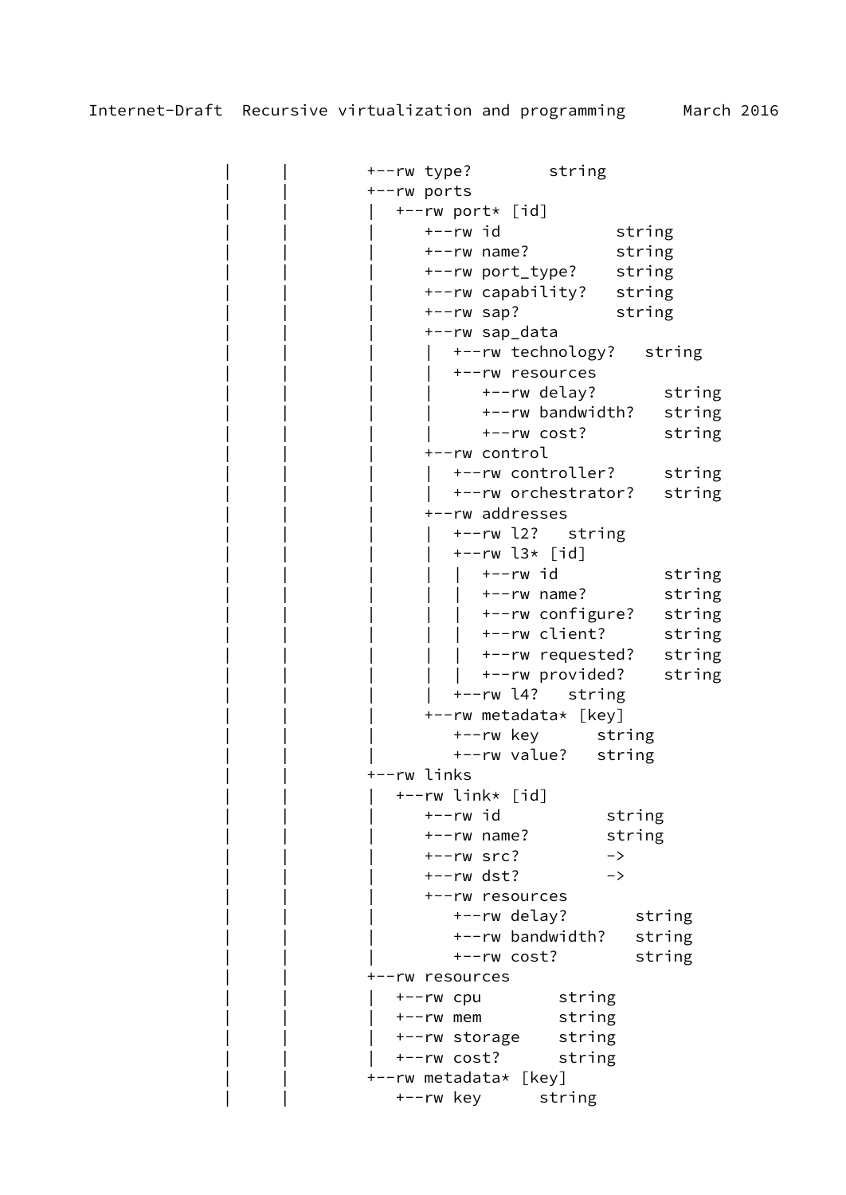```
   |      |        +--rw type?        string
   |      |        +--rw ports
   |      |        |  +--rw port* [id]
   |      |        |     +--rw id             string
   |      |        |     +--rw name?          string
   |      |        |     +--rw port_type?     string
   |      |        |     +--rw capability?    string
   |      |        |     +--rw sap?           string
   |      |        |     +--rw sap_data
   |      |        |     |  +--rw technology?   string
   |      |        |     |  +--rw resources
   |      |        |     |     +--rw delay?       string
   |      |        |     |     +--rw bandwidth?   string
   |      |        |     |     +--rw cost?        string
   |      |        |     +--rw control
   |      |        |     |  +--rw controller?     string
   |      |        |     |  +--rw orchestrator?   string
   |      |        |     +--rw addresses
   |      |        |     |  +--rw l2?   string
   |      |        |     |  +--rw l3* [id]
   |      |        |     |  |  +--rw id           string
   |      |        |     |  |  +--rw name?        string
   |      |        |     |  |  +--rw configure?   string
   |      |        |     |  |  +--rw client?      string
   |      |        |     |  |  +--rw requested?   string
   |      |        |     |  |  +--rw provided?    string
   |      |        |     |  +--rw l4?   string
   |      |        |     +--rw metadata* [key]
   |      |        |        +--rw key      string
   |      |        |        +--rw value?   string
   |      |        +--rw links
   |      |        |  +--rw link* [id]
   |      |        |     +--rw id           string
   |      |        |     +--rw name?        string
   |      |        |     +--rw src?         ->
   |      |        |     +--rw dst?         ->
   |      |        |     +--rw resources
   |      |        |        +--rw delay?       string
   |      |        |        +--rw bandwidth?   string
   |      |        |        +--rw cost?        string
   |      |        +--rw resources
   |      |        |  +--rw cpu        string
   |      |        |  +--rw mem        string
   |      |        |  +--rw storage    string
   |      |        |  +--rw cost?      string
   |      |        +--rw metadata* [key]
   |      |           +--rw key      string
```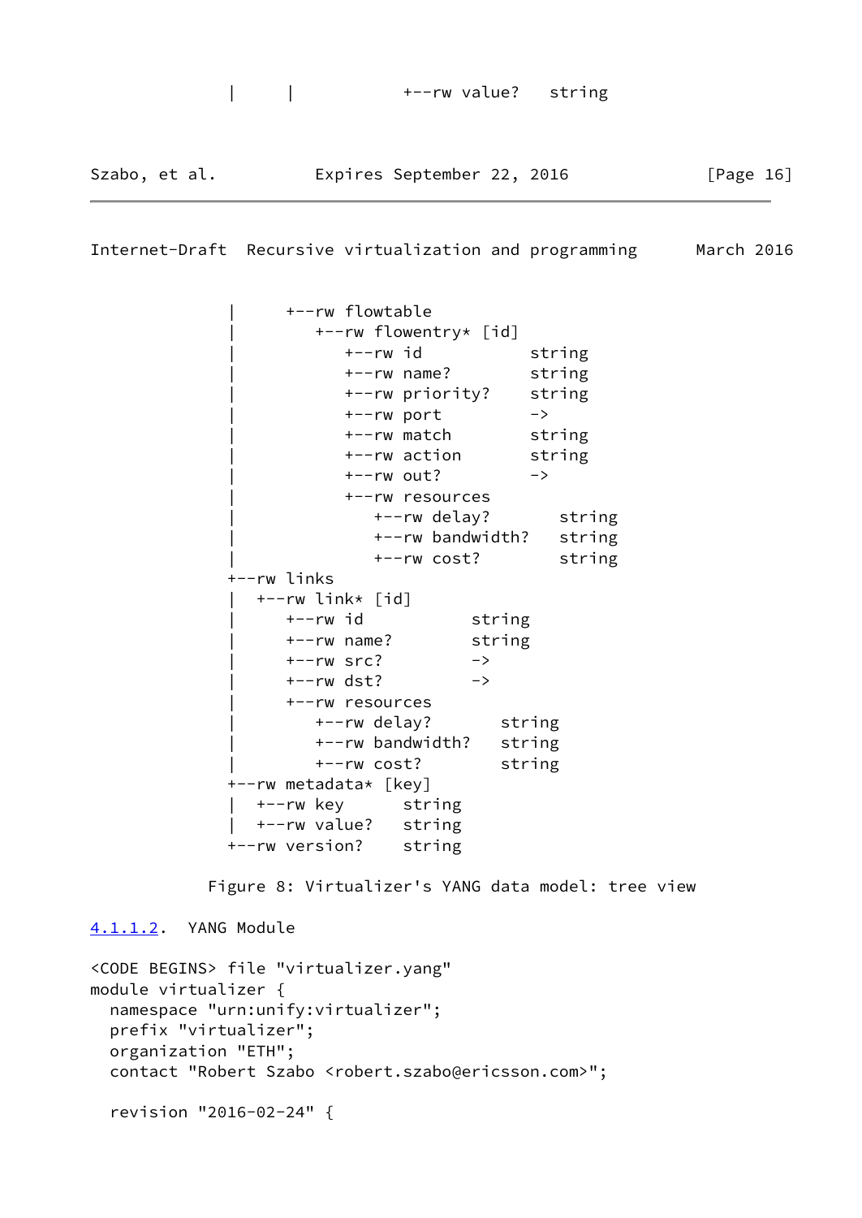```
             |     |           +--rw value?   string
```

```
             |     +--rw flowtable
             |        +--rw flowentry* [id]
             |           +--rw id           string
             |           +--rw name?        string
             |           +--rw priority?    string
             |           +--rw port         ->
             |           +--rw match        string
             |           +--rw action       string
             |           +--rw out?         ->
             |           +--rw resources
             |              +--rw delay?       string
             |              +--rw bandwidth?   string
             |              +--rw cost?        string
             +--rw links
             |  +--rw link* [id]
             |     +--rw id           string
             |     +--rw name?        string
             |     +--rw src?         ->
             |     +--rw dst?         ->
             |     +--rw resources
             |        +--rw delay?       string
             |        +--rw bandwidth?   string
             |        +--rw cost?        string
             +--rw metadata* [key]
             |  +--rw key      string
             |  +--rw value?   string
             +--rw version?    string
```

Figure 8: Virtualizer's YANG data model: tree view

#### 4.1.1.2. YANG Module

```
<CODE BEGINS> file "virtualizer.yang"
module virtualizer {
  namespace "urn:unify:virtualizer";
  prefix "virtualizer";
  organization "ETH";
  contact "Robert Szabo <robert.szabo@ericsson.com>";

  revision "2016-02-24" {
```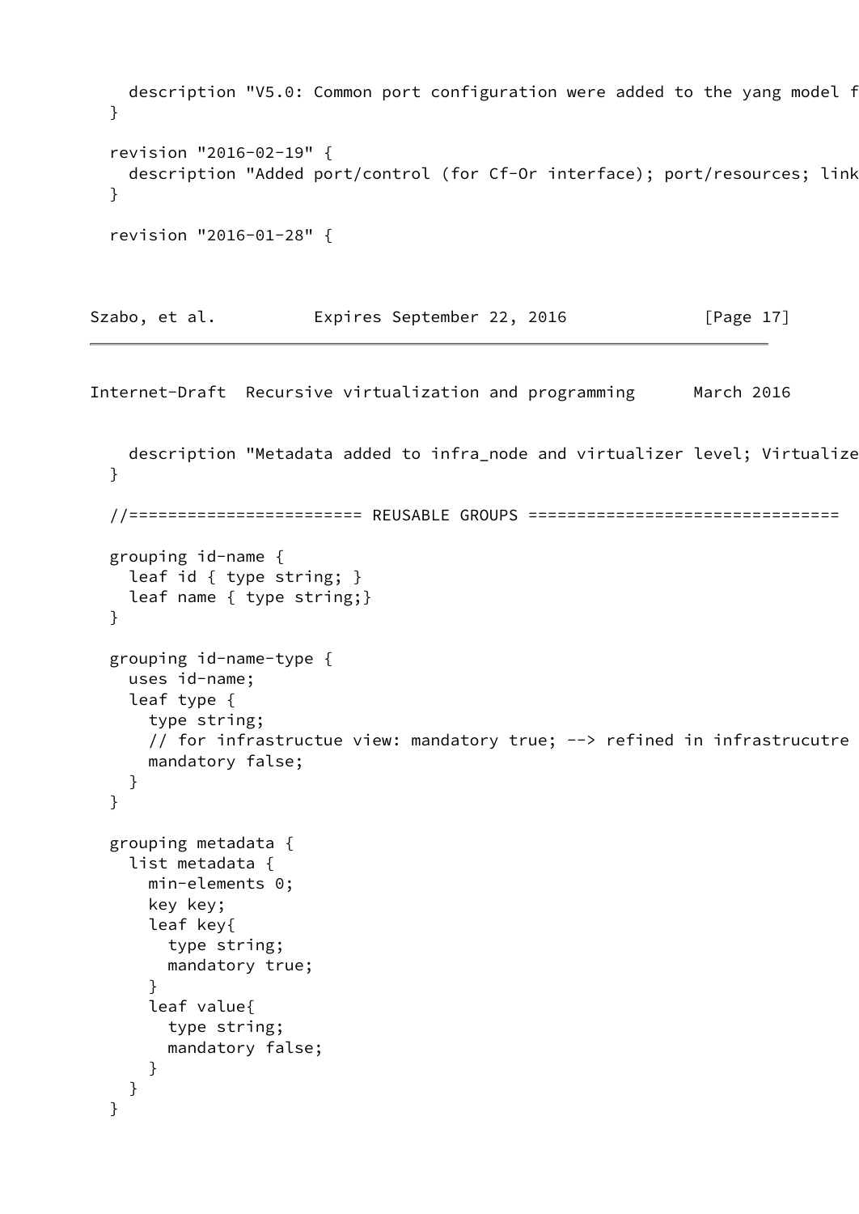```
    description "V5.0: Common port configuration were added to the yang model f
  }

  revision "2016-02-19" {
    description "Added port/control (for Cf-Or interface); port/resources; link
  }

  revision "2016-01-28" {
```

```
    description "Metadata added to infra_node and virtualizer level; Virtualize
  }

  //======================= REUSABLE GROUPS ================================

  grouping id-name {
    leaf id { type string; }
    leaf name { type string;}
  }

  grouping id-name-type {
    uses id-name;
    leaf type {
      type string;
      // for infrastructue view: mandatory true; --> refined in infrastrucutre
      mandatory false;
    }
  }

  grouping metadata {
    list metadata {
      min-elements 0;
      key key;
      leaf key{
        type string;
        mandatory true;
      }
      leaf value{
        type string;
        mandatory false;
      }
    }
  }
```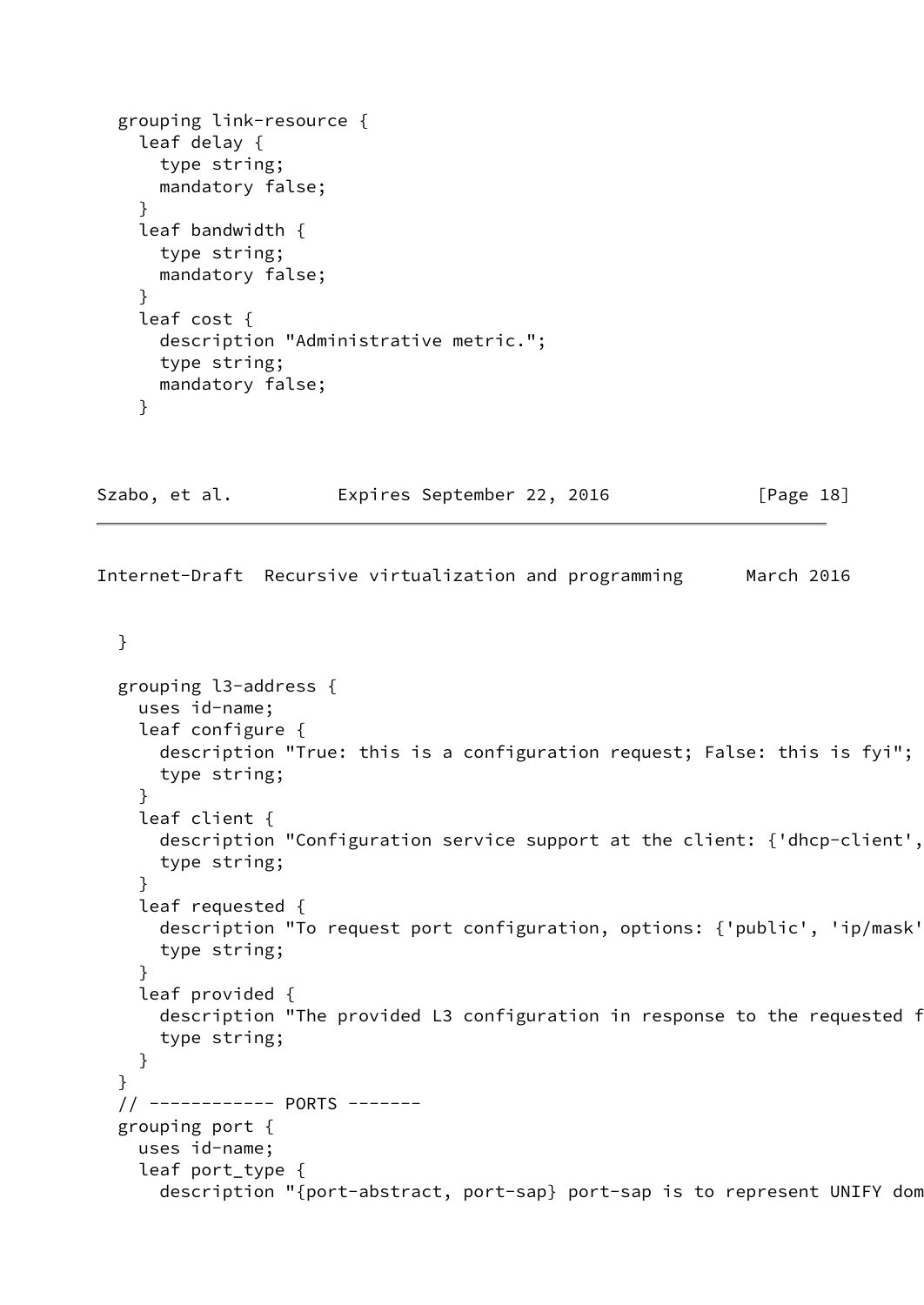```
  grouping link-resource {
    leaf delay {
      type string;
      mandatory false;
    }
    leaf bandwidth {
      type string;
      mandatory false;
    }
    leaf cost {
      description "Administrative metric.";
      type string;
      mandatory false;
    }
```

```
  }

  grouping l3-address {
    uses id-name;
    leaf configure {
      description "True: this is a configuration request; False: this is fyi";
      type string;
    }
    leaf client {
      description "Configuration service support at the client: {'dhcp-client',
      type string;
    }
    leaf requested {
      description "To request port configuration, options: {'public', 'ip/mask'
      type string;
    }
    leaf provided {
      description "The provided L3 configuration in response to the requested f
      type string;
    }
  }
  // ------------ PORTS -------
  grouping port {
    uses id-name;
    leaf port_type {
      description "{port-abstract, port-sap} port-sap is to represent UNIFY dom
```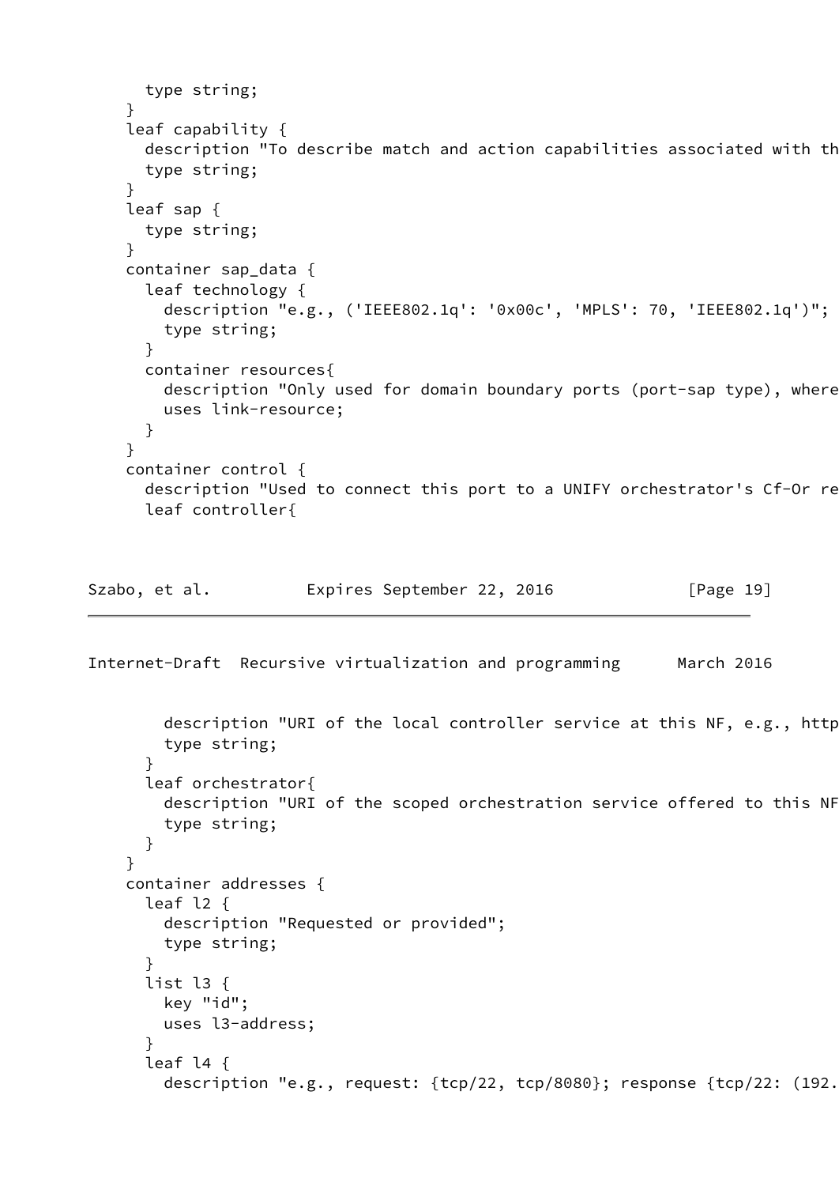```
      type string;
    }
    leaf capability {
      description "To describe match and action capabilities associated with th
      type string;
    }
    leaf sap {
      type string;
    }
    container sap_data {
      leaf technology {
        description "e.g., ('IEEE802.1q': '0x00c', 'MPLS': 70, 'IEEE802.1q')";
        type string;
      }
      container resources{
        description "Only used for domain boundary ports (port-sap type), where
        uses link-resource;
      }
    }
    container control {
      description "Used to connect this port to a UNIFY orchestrator's Cf-Or re
      leaf controller{
```

```
        description "URI of the local controller service at this NF, e.g., http
        type string;
      }
      leaf orchestrator{
        description "URI of the scoped orchestration service offered to this NF
        type string;
      }
    }
    container addresses {
      leaf l2 {
        description "Requested or provided";
        type string;
      }
      list l3 {
        key "id";
        uses l3-address;
      }
      leaf l4 {
        description "e.g., request: {tcp/22, tcp/8080}; response {tcp/22: (192.
```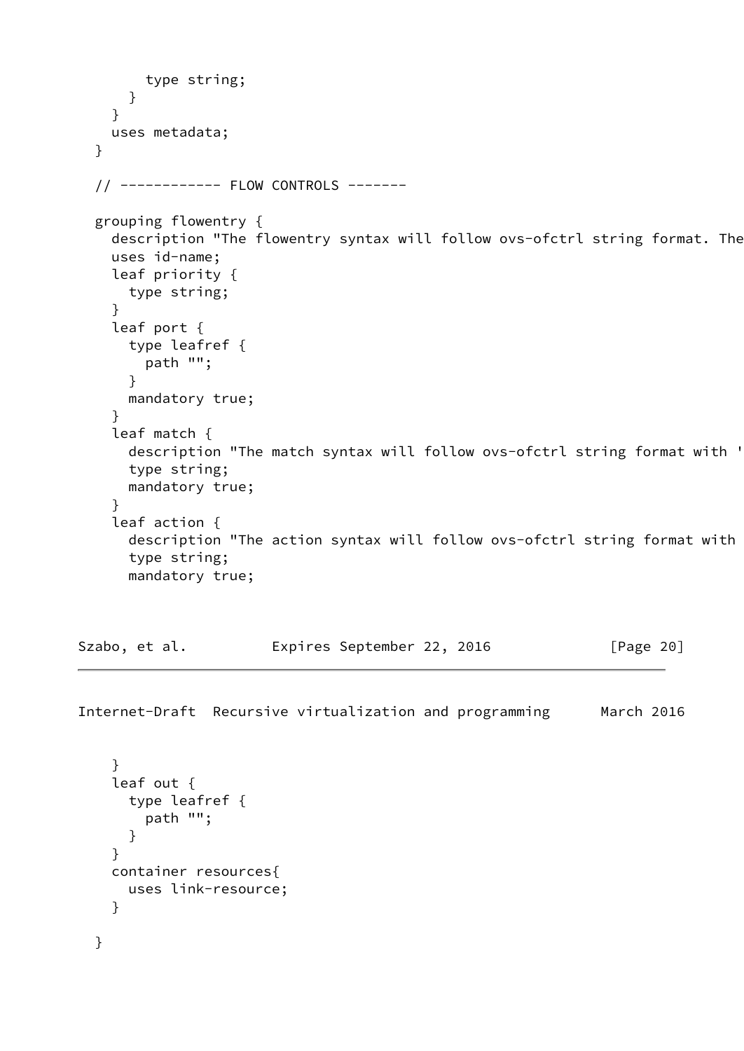```
        type string;
      }
    }
    uses metadata;
  }

  // ------------ FLOW CONTROLS -------

  grouping flowentry {
    description "The flowentry syntax will follow ovs-ofctrl string format. The
    uses id-name;
    leaf priority {
      type string;
    }
    leaf port {
      type leafref {
        path "";
      }
      mandatory true;
    }
    leaf match {
      description "The match syntax will follow ovs-ofctrl string format with '
      type string;
      mandatory true;
    }
    leaf action {
      description "The action syntax will follow ovs-ofctrl string format with
      type string;
      mandatory true;
    }
    leaf out {
      type leafref {
        path "";
      }
    }
    container resources{
      uses link-resource;
    }

  }
```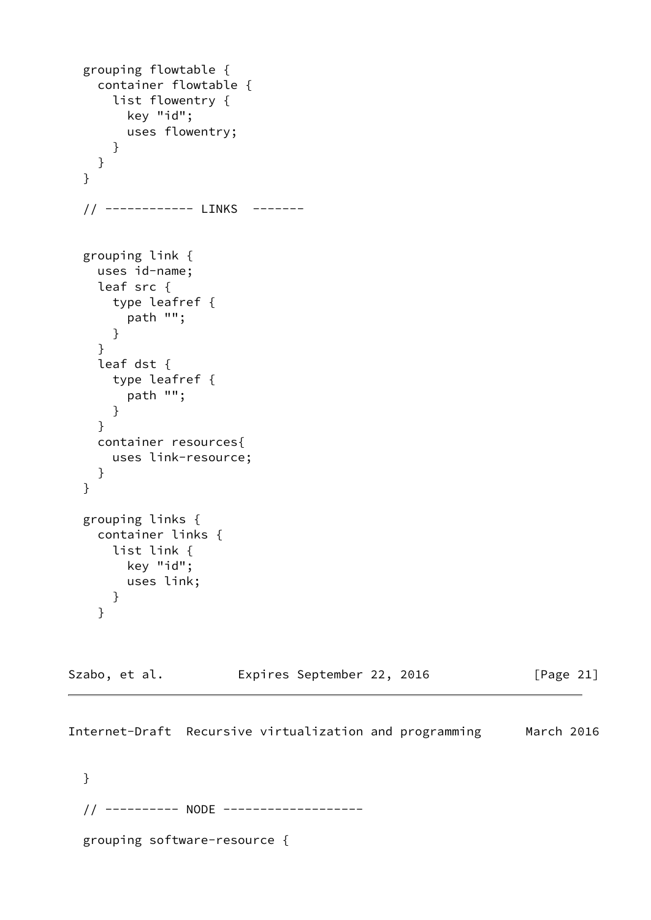```
  grouping flowtable {
    container flowtable {
      list flowentry {
        key "id";
        uses flowentry;
      }
    }
  }

  // ------------ LINKS  -------


  grouping link {
    uses id-name;
    leaf src {
      type leafref {
        path "";
      }
    }
    leaf dst {
      type leafref {
        path "";
      }
    }
    container resources{
      uses link-resource;
    }
  }

  grouping links {
    container links {
      list link {
        key "id";
        uses link;
      }
    }
  }

  // ---------- NODE -------------------

  grouping software-resource {
```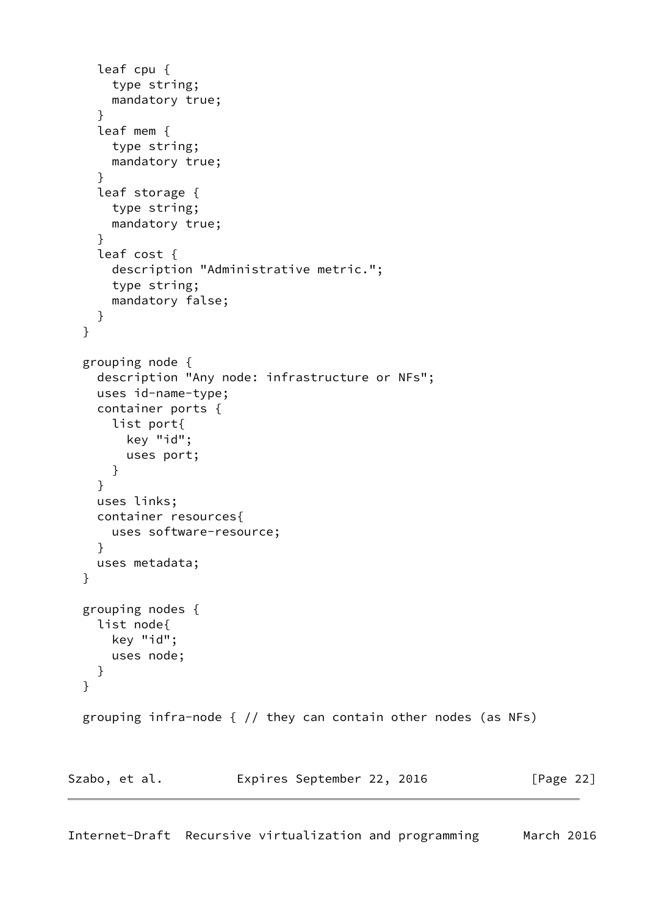```
    leaf cpu {
      type string;
      mandatory true;
    }
    leaf mem {
      type string;
      mandatory true;
    }
    leaf storage {
      type string;
      mandatory true;
    }
    leaf cost {
      description "Administrative metric.";
      type string;
      mandatory false;
    }
  }

  grouping node {
    description "Any node: infrastructure or NFs";
    uses id-name-type;
    container ports {
      list port{
        key "id";
        uses port;
      }
    }
    uses links;
    container resources{
      uses software-resource;
    }
    uses metadata;
  }

  grouping nodes {
    list node{
      key "id";
      uses node;
    }
  }

  grouping infra-node { // they can contain other nodes (as NFs)
```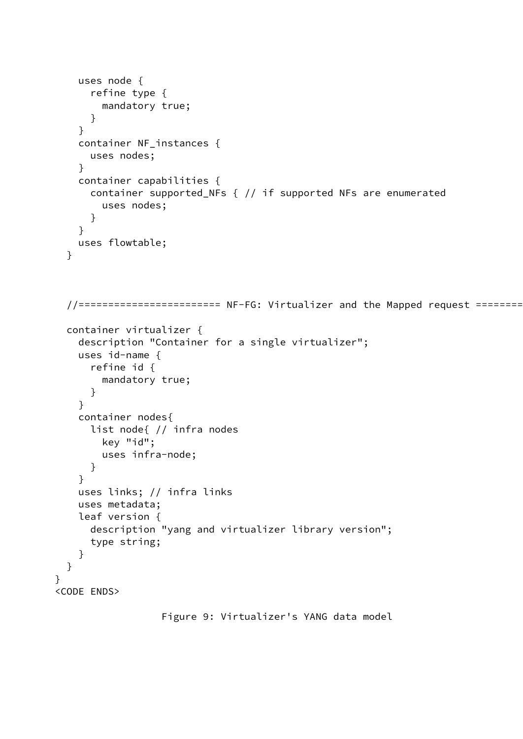```
    uses node {
      refine type {
        mandatory true;
      }
    }
    container NF_instances {
      uses nodes;
    }
    container capabilities {
      container supported_NFs { // if supported NFs are enumerated
        uses nodes;
      }
    }
    uses flowtable;
  }



  //======================= NF-FG: Virtualizer and the Mapped request ========

  container virtualizer {
    description "Container for a single virtualizer";
    uses id-name {
      refine id {
        mandatory true;
      }
    }
    container nodes{
      list node{ // infra nodes
        key "id";
        uses infra-node;
      }
    }
    uses links; // infra links
    uses metadata;
    leaf version {
      description "yang and virtualizer library version";
      type string;
    }
  }
}
<CODE ENDS>
```

Figure 9: Virtualizer's YANG data model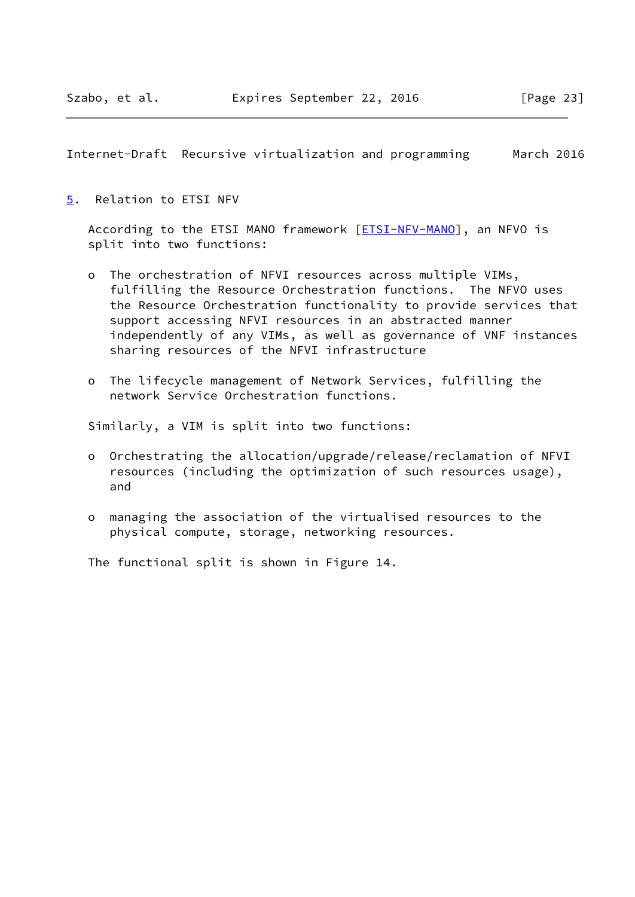## 5. Relation to ETSI NFV

According to the ETSI MANO framework [ETSI-NFV-MANO], an NFVO is split into two functions:

- The orchestration of NFVI resources across multiple VIMs, fulfilling the Resource Orchestration functions. The NFVO uses the Resource Orchestration functionality to provide services that support accessing NFVI resources in an abstracted manner independently of any VIMs, as well as governance of VNF instances sharing resources of the NFVI infrastructure
- The lifecycle management of Network Services, fulfilling the network Service Orchestration functions.

Similarly, a VIM is split into two functions:

- Orchestrating the allocation/upgrade/release/reclamation of NFVI resources (including the optimization of such resources usage), and
- managing the association of the virtualised resources to the physical compute, storage, networking resources.

The functional split is shown in Figure 14.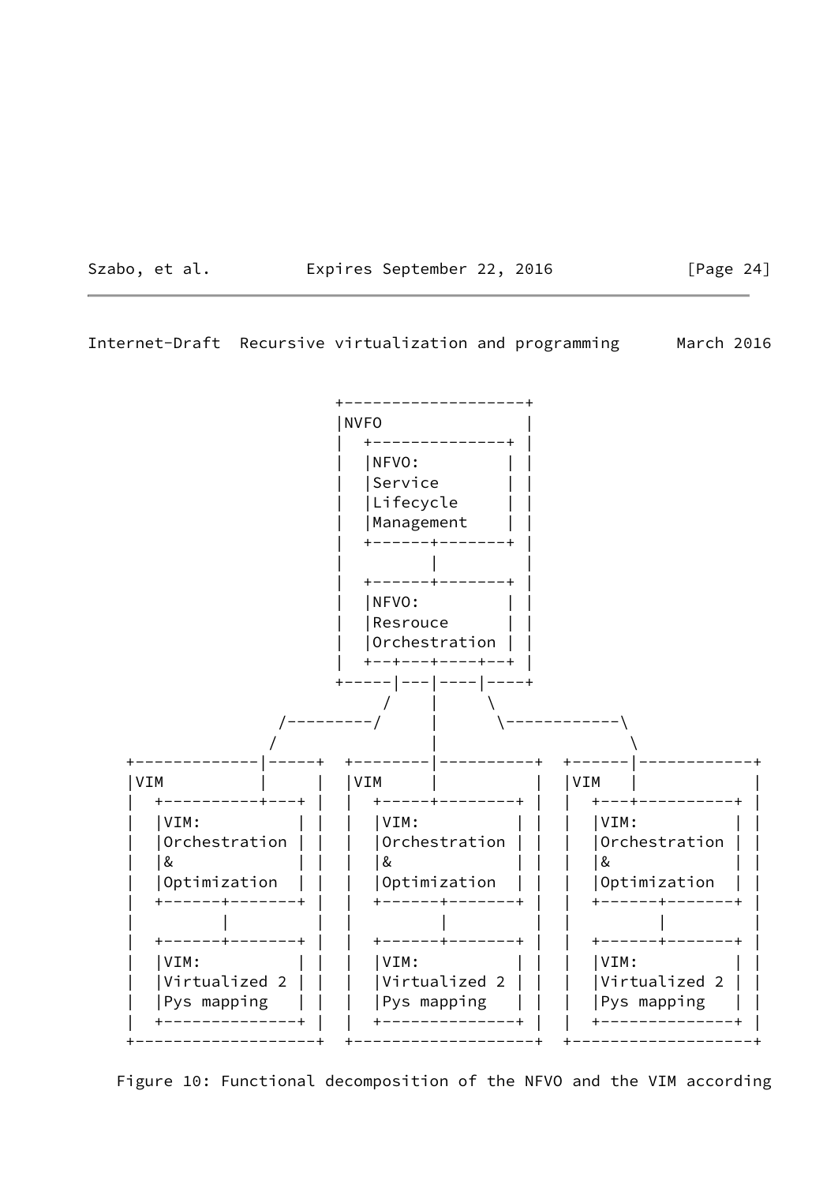```
                        +------------------+
                        |NVFO              |
                        |  +--------------+ |
                        |  |NFVO:         | |
                        |  |Service       | |
                        |  |Lifecycle     | |
                        |  |Management    | |
                        |  +------+-------+ |
                        |         |         |
                        |  +------+-------+ |
                        |  |NFVO:         | |
                        |  |Resrouce      | |
                        |  |Orchestration | |
                        |  +--+---+----+--+ |
                        +-----|---|----|----+
                             /    |     \
                   /---------/     |      \------------\
                  /                |                    \
   +-------------|-----+  +---------|----------+  +------|------------+
   |VIM          |     |  |VIM      |          |  |VIM   |            |
   |  +----------+---+ |  |  +-----+--------+ |  |  +---+----------+ |
   |  |VIM:          | |  |  |VIM:          | |  |  |VIM:          | |
   |  |Orchestration | |  |  |Orchestration | |  |  |Orchestration | |
   |  |&             | |  |  |&             | |  |  |&             | |
   |  |Optimization  | |  |  |Optimization  | |  |  |Optimization  | |
   |  +------+-------+ |  |  +------+-------+ |  |  +------+-------+ |
   |         |         |  |         |         |  |         |         |
   |  +------+-------+ |  |  +------+-------+ |  |  +------+-------+ |
   |  |VIM:          | |  |  |VIM:          | |  |  |VIM:          | |
   |  |Virtualized 2 | |  |  |Virtualized 2 | |  |  |Virtualized 2 | |
   |  |Pys mapping   | |  |  |Pys mapping   | |  |  |Pys mapping   | |
   |  +--------------+ |  |  +--------------+ |  |  +--------------+ |
   +-------------------+  +-------------------+  +-------------------+
```

Figure 10: Functional decomposition of the NFVO and the VIM according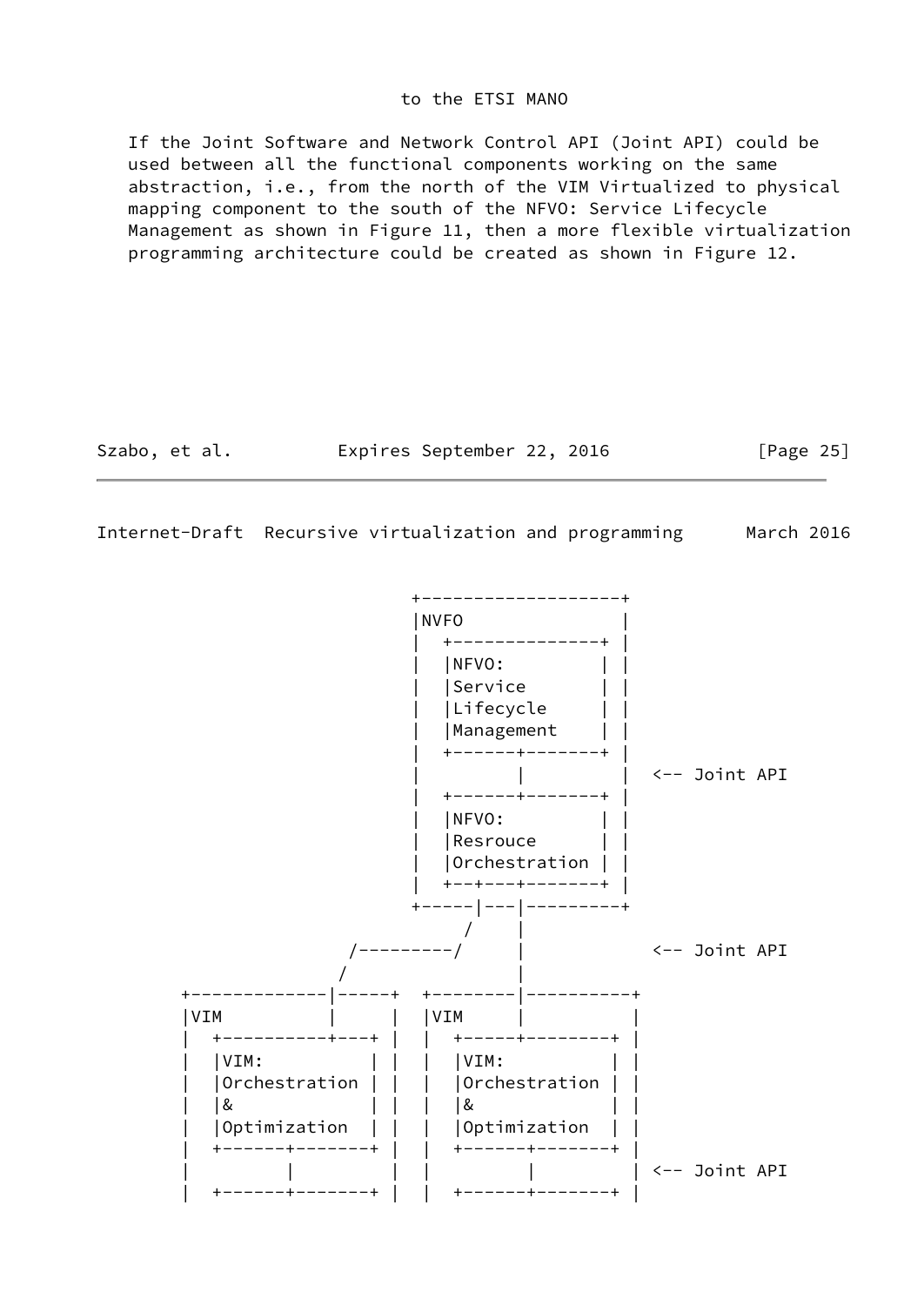to the ETSI MANO

If the Joint Software and Network Control API (Joint API) could be used between all the functional components working on the same abstraction, i.e., from the north of the VIM Virtualized to physical mapping component to the south of the NFVO: Service Lifecycle Management as shown in Figure 11, then a more flexible virtualization programming architecture could be created as shown in Figure 12.

```
                         +-------------------+
                         |NVFO               |
                         |  +--------------+ |
                         |  |NFVO:         | |
                         |  |Service       | |
                         |  |Lifecycle     | |
                         |  |Management    | |
                         |  +------+-------+ |
                         |         |         |  <-- Joint API
                         |  +------+-------+ |
                         |  |NFVO:         | |
                         |  |Resrouce      | |
                         |  |Orchestration | |
                         |  +--+---+-------+ |
                         +-----|---|---------+
                              /    |
                    /---------/    |            <-- Joint API
                   /               |
        +-------------|-----+  +--------|----------+
        |VIM          |     |  |VIM     |          |
        |  +----------+---+ |  |  +-----+--------+ |
        |  |VIM:          | |  |  |VIM:          | |
        |  |Orchestration | |  |  |Orchestration | |
        |  |&             | |  |  |&             | |
        |  |Optimization  | |  |  |Optimization  | |
        |  +------+-------+ |  |  +------+-------+ |
        |         |         |  |         |         | <-- Joint API
        |  +------+-------+ |  |  +------+-------+ |
```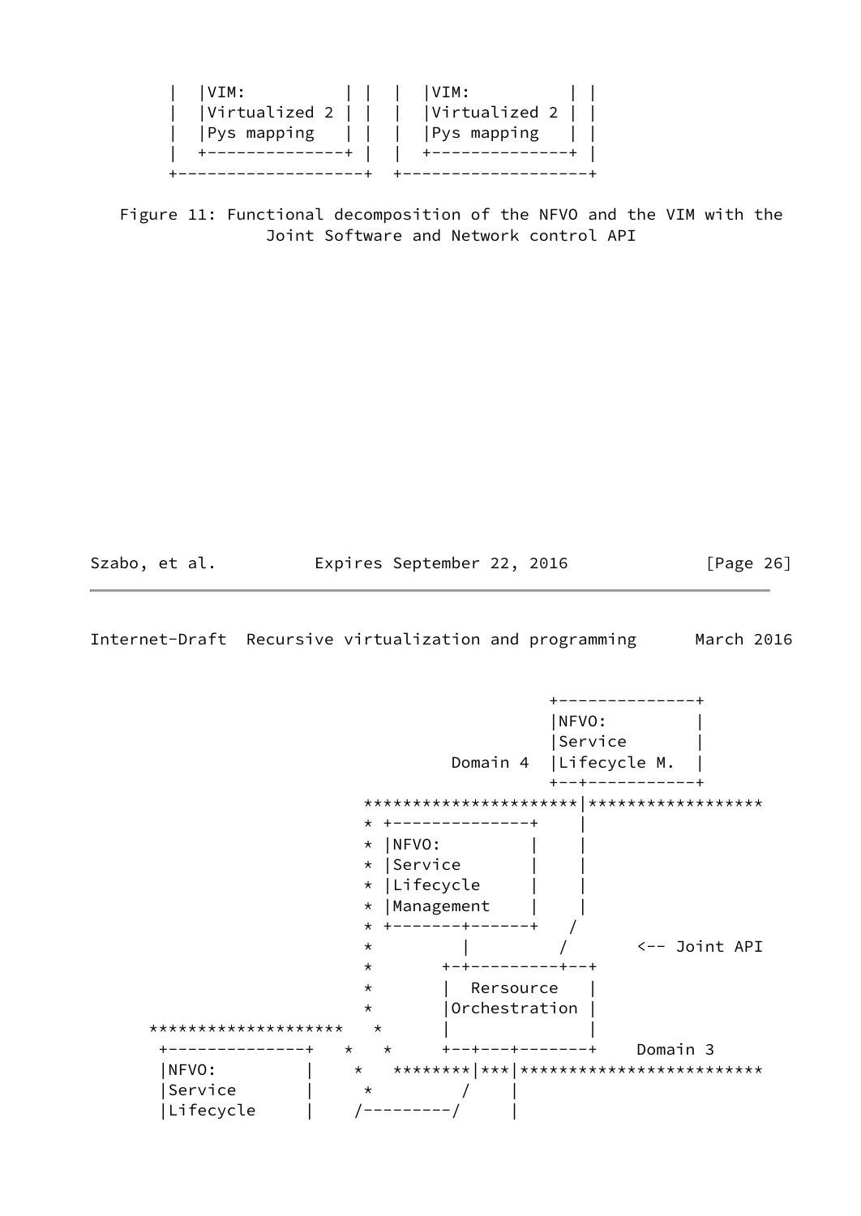```
       |  |VIM:          | |  |  |VIM:          | |
       |  |Virtualized 2 | |  |  |Virtualized 2 | |
       |  |Pys mapping   | |  |  |Pys mapping   | |
       |  +--------------+ |  |  +--------------+ |
       +-------------------+  +-------------------+
```

Figure 11: Functional decomposition of the NFVO and the VIM with the Joint Software and Network control API

```
                                          +--------------+
                                          |NFVO:         |
                                          |Service       |
                                 Domain 4 |Lifecycle M.  |
                                          +--+-----------+
                        *********************|*****************
                        * +--------------+    |
                        * |NFVO:         |    |
                        * |Service       |    |
                        * |Lifecycle     |    |
                        * |Management    |    |
                        * +-------+------+   /
                        *         |         /       <-- Joint API
                        *       +-+---------+--+
                        *       |  Rersource   |
                        *       |Orchestration |
      *******************   *   |              |
       +--------------+   *   *   +--+---+-------+    Domain 3
       |NFVO:         |    *   ********|***|************************
       |Service       |    *        /    |
       |Lifecycle     |    /---------/     |
```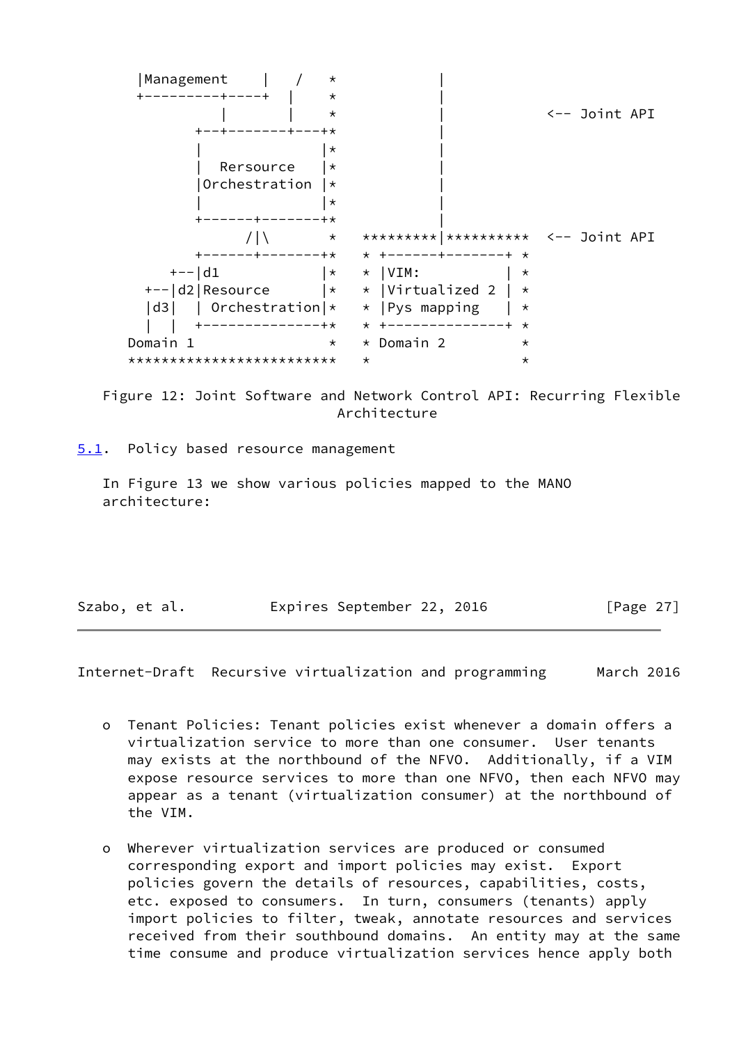```
      |Management    |   /   *           |
      +---------+----+  |    *           |
                |       |    *           |          <-- Joint API
             +--+-------+---+*           |
             |              |*           |
             |  Rersource   |*           |
             |Orchestration |*           |
             |              |*           |
             +------+-------+*           |
                   /|\       *   *********|**********  <-- Joint API
             +------+-------+*   * +------+-------+ *
          +--|d1            |*   * |VIM:          | *
       +--|d2|Resource      |*   * |Virtualized 2 | *
       |d3|  | Orchestration|*   * |Pys mapping   | *
       |  |  +--------------+*   * +--------------+ *
      Domain 1               *   * Domain 2         *
      ************************   *                  *
```

Figure 12: Joint Software and Network Control API: Recurring Flexible Architecture

## 5.1. Policy based resource management

In Figure 13 we show various policies mapped to the MANO architecture:

- Tenant Policies: Tenant policies exist whenever a domain offers a virtualization service to more than one consumer. User tenants may exists at the northbound of the NFVO. Additionally, if a VIM expose resource services to more than one NFVO, then each NFVO may appear as a tenant (virtualization consumer) at the northbound of the VIM.

- Wherever virtualization services are produced or consumed corresponding export and import policies may exist. Export policies govern the details of resources, capabilities, costs, etc. exposed to consumers. In turn, consumers (tenants) apply import policies to filter, tweak, annotate resources and services received from their southbound domains. An entity may at the same time consume and produce virtualization services hence apply both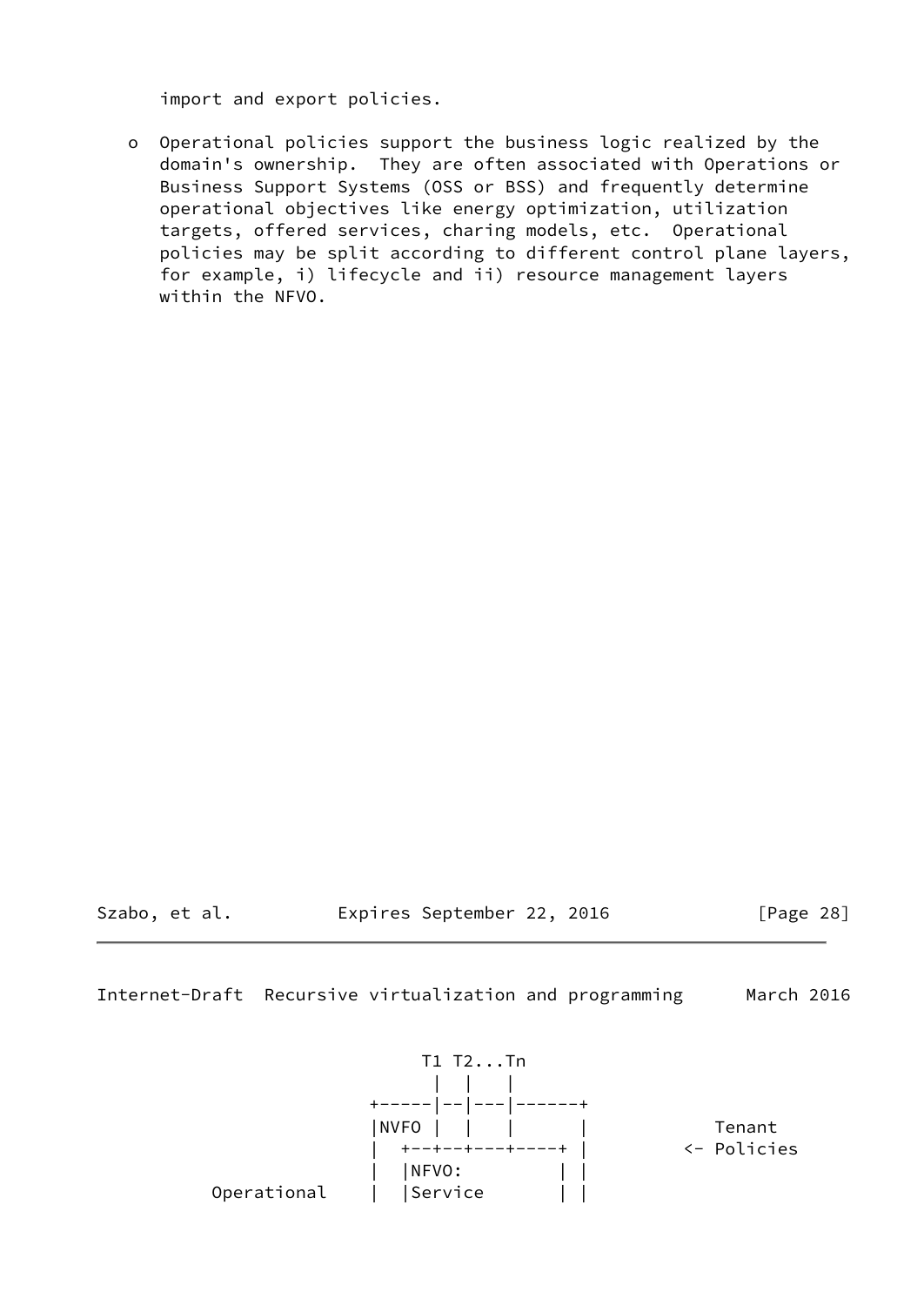import and export policies.

- o Operational policies support the business logic realized by the domain's ownership. They are often associated with Operations or Business Support Systems (OSS or BSS) and frequently determine operational objectives like energy optimization, utilization targets, offered services, charing models, etc. Operational policies may be split according to different control plane layers, for example, i) lifecycle and ii) resource management layers within the NFVO.

```
                      T1 T2...Tn
                       |  |   |
                 +-----|--|---|------+
                 |NVFO |  |   |      |          Tenant
                 |  +--+--+---+----+ |        <- Policies
                 |  |NFVO:         | |
      Operational    |  |Service       | |
```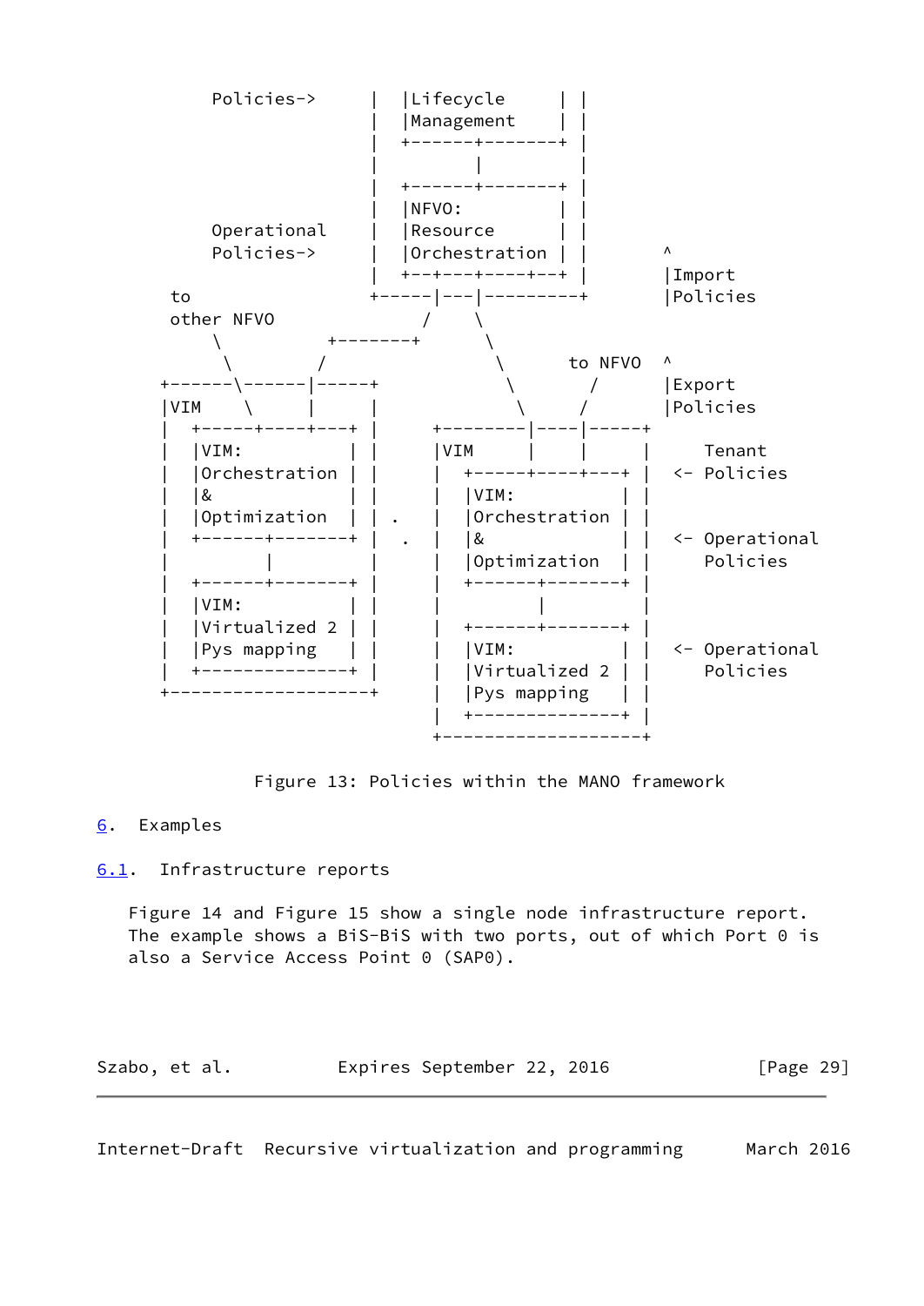```
       Policies->     |  |Lifecycle     | |
                      |  |Management    | |
                      |  +------+-------+ |
                      |         |         |
                      |  +------+-------+ |
                      |  |NFVO:         | |
       Operational    |  |Resource      | |
       Policies->     |  |Orchestration | |       ^
                      |  +--+---+----+--+ |       |Import
    to                +-----|---|---------+       |Policies
    other NFVO             /     \
        \          +--------+     \
         \        /                \      to NFVO  ^
   +------\------|-----+            \       /      |Export
   |VIM    \     |     |             \     /       |Policies
   |  +-----+----+---+ |     +--------|----|-----+
   |  |VIM:          | |     |VIM     |    |     |     Tenant
   |  |Orchestration | |     |  +-----+----+---+ |  <- Policies
   |  |&             | |  .  |  |VIM:          | |
   |  |Optimization  | |     |  |Orchestration | |
   |  +------+-------+ |  .  |  |&             | |  <- Operational
   |         |         |     |  |Optimization  | |     Policies
   |  +------+-------+ |     |  +------+-------+ |
   |  |VIM:          | |     |         |         |
   |  |Virtualized 2 | |     |  +------+-------+ |
   |  |Pys mapping   | |     |  |VIM:          | |  <- Operational
   |  +--------------+ |     |  |Virtualized 2 | |     Policies
   +-------------------+     |  |Pys mapping   | |
                             |  +--------------+ |
                             +-------------------+
```

Figure 13: Policies within the MANO framework

# 6. Examples

## 6.1. Infrastructure reports

Figure 14 and Figure 15 show a single node infrastructure report. The example shows a BiS-BiS with two ports, out of which Port 0 is also a Service Access Point 0 (SAP0).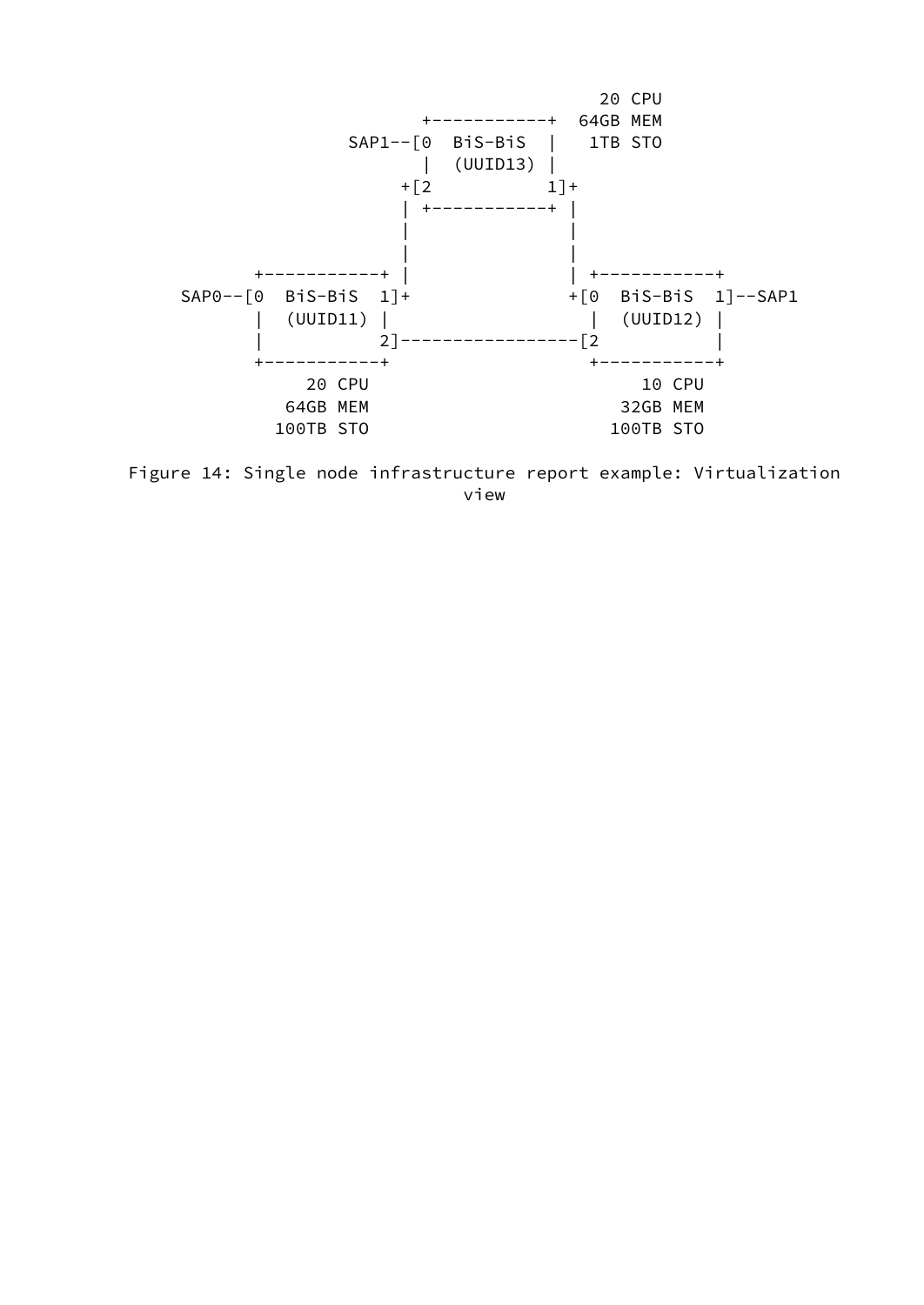```
                                     20 CPU
                       +-----------+  64GB MEM
              SAP1--[0  BiS-BiS  |    1TB STO
                       |  (UUID13) |
                     +[2          1]+
                     | +-----------+ |
                     |               |
                     |               |
         +-----------+ |               | +-----------+
SAP0--[0  BiS-BiS  1]+               +[0  BiS-BiS  1]--SAP1
         |  (UUID11) |                 |  (UUID12) |
         |          2]-----------------[2          |
         +-----------+                 +-----------+
             20 CPU                         10 CPU
           64GB MEM                       32GB MEM
          100TB STO                      100TB STO
```

Figure 14: Single node infrastructure report example: Virtualization view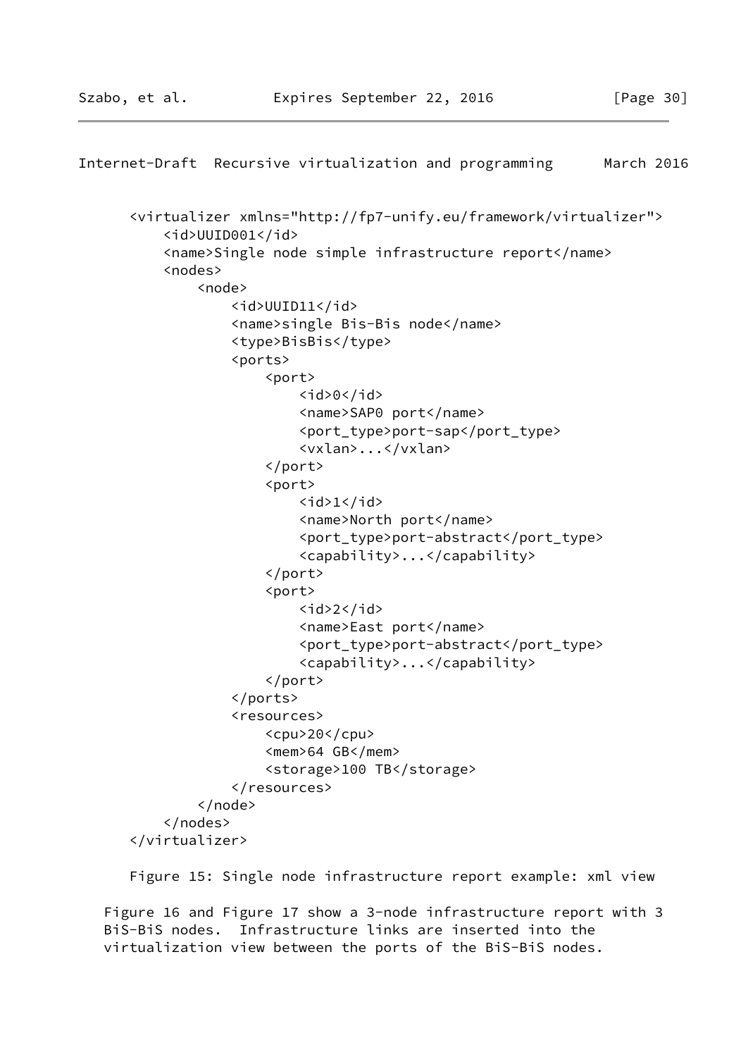```
<virtualizer xmlns="http://fp7-unify.eu/framework/virtualizer">
    <id>UUID001</id>
    <name>Single node simple infrastructure report</name>
    <nodes>
        <node>
            <id>UUID11</id>
            <name>single Bis-Bis node</name>
            <type>BisBis</type>
            <ports>
                <port>
                    <id>0</id>
                    <name>SAP0 port</name>
                    <port_type>port-sap</port_type>
                    <vxlan>...</vxlan>
                </port>
                <port>
                    <id>1</id>
                    <name>North port</name>
                    <port_type>port-abstract</port_type>
                    <capability>...</capability>
                </port>
                <port>
                    <id>2</id>
                    <name>East port</name>
                    <port_type>port-abstract</port_type>
                    <capability>...</capability>
                </port>
            </ports>
            <resources>
                <cpu>20</cpu>
                <mem>64 GB</mem>
                <storage>100 TB</storage>
            </resources>
        </node>
    </nodes>
</virtualizer>
```

Figure 15: Single node infrastructure report example: xml view

Figure 16 and Figure 17 show a 3-node infrastructure report with 3 BiS-BiS nodes. Infrastructure links are inserted into the virtualization view between the ports of the BiS-BiS nodes.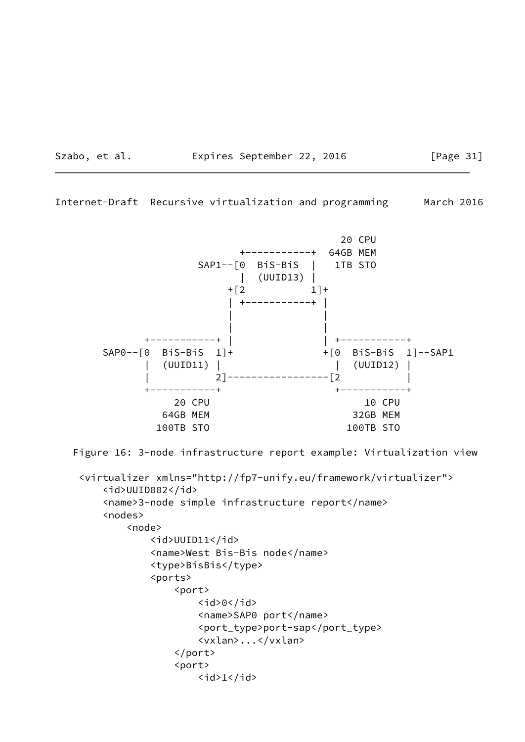```
                                                 20 CPU
                           +-----------+  64GB MEM
                    SAP1--[0  BiS-BiS  |   1TB STO
                           |  (UUID13) |
                         +[2          1]+
                         | +-----------+ |
                         |               |
                         |               |
              +-----------+ |            | +-----------+
       SAP0--[0  BiS-BiS  1]+            +[0  BiS-BiS  1]--SAP1
              |  (UUID11) |                |  (UUID12) |
              |          2]----------------[2          |
              +-----------+                +-----------+
                  20 CPU                       10 CPU
                 64GB MEM                     32GB MEM
                100TB STO                    100TB STO
```

Figure 16: 3-node infrastructure report example: Virtualization view

```
<virtualizer xmlns="http://fp7-unify.eu/framework/virtualizer">
    <id>UUID002</id>
    <name>3-node simple infrastructure report</name>
    <nodes>
        <node>
            <id>UUID11</id>
            <name>West Bis-Bis node</name>
            <type>BisBis</type>
            <ports>
                <port>
                    <id>0</id>
                    <name>SAP0 port</name>
                    <port_type>port-sap</port_type>
                    <vxlan>...</vxlan>
                </port>
                <port>
                    <id>1</id>
```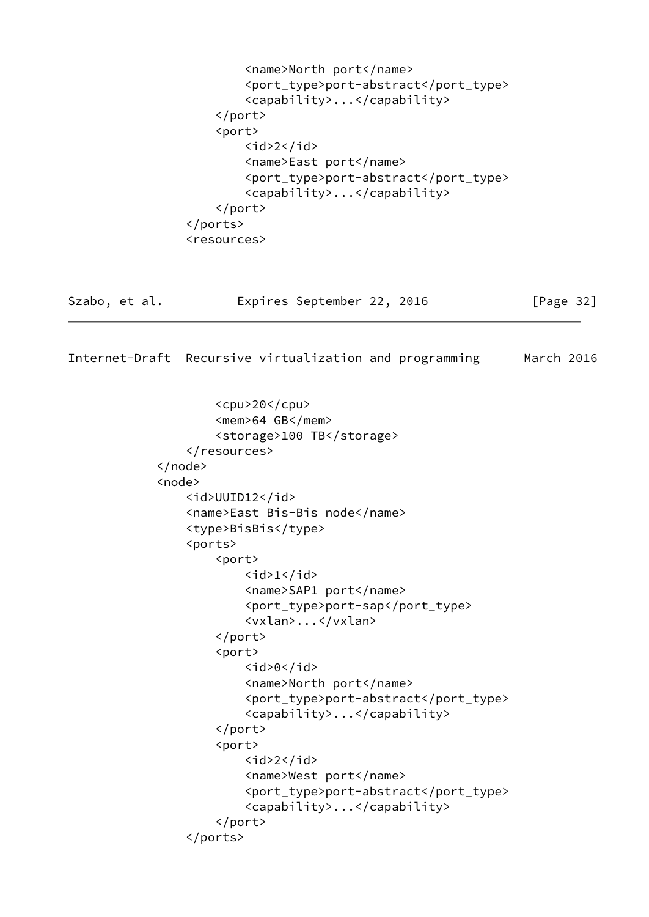```
                <name>North port</name>
                <port_type>port-abstract</port_type>
                <capability>...</capability>
            </port>
            <port>
                <id>2</id>
                <name>East port</name>
                <port_type>port-abstract</port_type>
                <capability>...</capability>
            </port>
        </ports>
        <resources>
```

```
            <cpu>20</cpu>
            <mem>64 GB</mem>
            <storage>100 TB</storage>
        </resources>
    </node>
    <node>
        <id>UUID12</id>
        <name>East Bis-Bis node</name>
        <type>BisBis</type>
        <ports>
            <port>
                <id>1</id>
                <name>SAP1 port</name>
                <port_type>port-sap</port_type>
                <vxlan>...</vxlan>
            </port>
            <port>
                <id>0</id>
                <name>North port</name>
                <port_type>port-abstract</port_type>
                <capability>...</capability>
            </port>
            <port>
                <id>2</id>
                <name>West port</name>
                <port_type>port-abstract</port_type>
                <capability>...</capability>
            </port>
        </ports>
```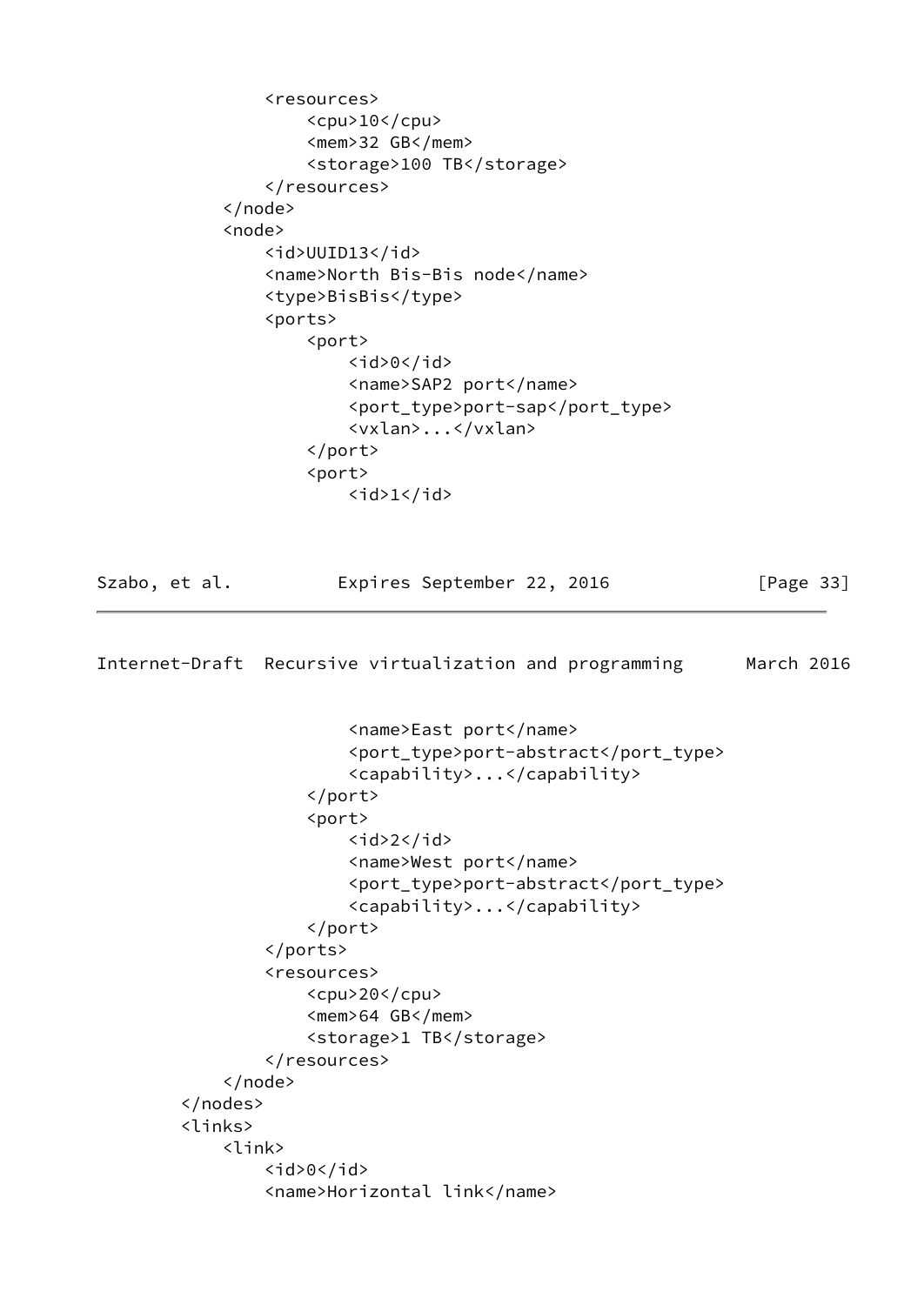```
            <resources>
                <cpu>10</cpu>
                <mem>32 GB</mem>
                <storage>100 TB</storage>
            </resources>
        </node>
        <node>
            <id>UUID13</id>
            <name>North Bis-Bis node</name>
            <type>BisBis</type>
            <ports>
                <port>
                    <id>0</id>
                    <name>SAP2 port</name>
                    <port_type>port-sap</port_type>
                    <vxlan>...</vxlan>
                </port>
                <port>
                    <id>1</id>
                    <name>East port</name>
                    <port_type>port-abstract</port_type>
                    <capability>...</capability>
                </port>
                <port>
                    <id>2</id>
                    <name>West port</name>
                    <port_type>port-abstract</port_type>
                    <capability>...</capability>
                </port>
            </ports>
            <resources>
                <cpu>20</cpu>
                <mem>64 GB</mem>
                <storage>1 TB</storage>
            </resources>
        </node>
    </nodes>
    <links>
        <link>
            <id>0</id>
            <name>Horizontal link</name>
```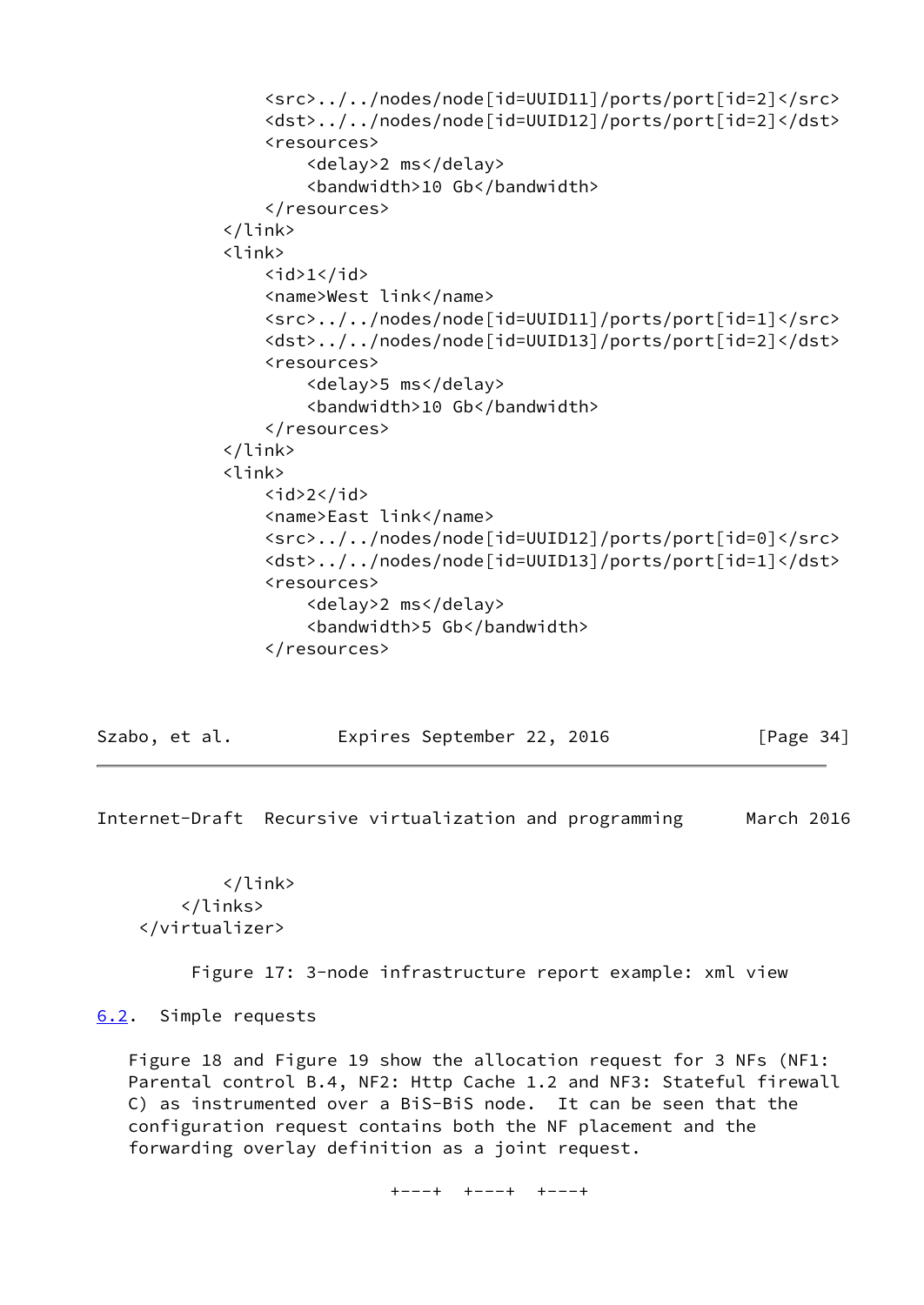```
                <src>../../nodes/node[id=UUID11]/ports/port[id=2]</src>
                <dst>../../nodes/node[id=UUID12]/ports/port[id=2]</dst>
                <resources>
                    <delay>2 ms</delay>
                    <bandwidth>10 Gb</bandwidth>
                </resources>
            </link>
            <link>
                <id>1</id>
                <name>West link</name>
                <src>../../nodes/node[id=UUID11]/ports/port[id=1]</src>
                <dst>../../nodes/node[id=UUID13]/ports/port[id=2]</dst>
                <resources>
                    <delay>5 ms</delay>
                    <bandwidth>10 Gb</bandwidth>
                </resources>
            </link>
            <link>
                <id>2</id>
                <name>East link</name>
                <src>../../nodes/node[id=UUID12]/ports/port[id=0]</src>
                <dst>../../nodes/node[id=UUID13]/ports/port[id=1]</dst>
                <resources>
                    <delay>2 ms</delay>
                    <bandwidth>5 Gb</bandwidth>
                </resources>
            </link>
        </links>
    </virtualizer>
```

Figure 17: 3-node infrastructure report example: xml view

## 6.2. Simple requests

Figure 18 and Figure 19 show the allocation request for 3 NFs (NF1: Parental control B.4, NF2: Http Cache 1.2 and NF3: Stateful firewall C) as instrumented over a BiS-BiS node. It can be seen that the configuration request contains both the NF placement and the forwarding overlay definition as a joint request.

```
                              +---+  +---+  +---+
```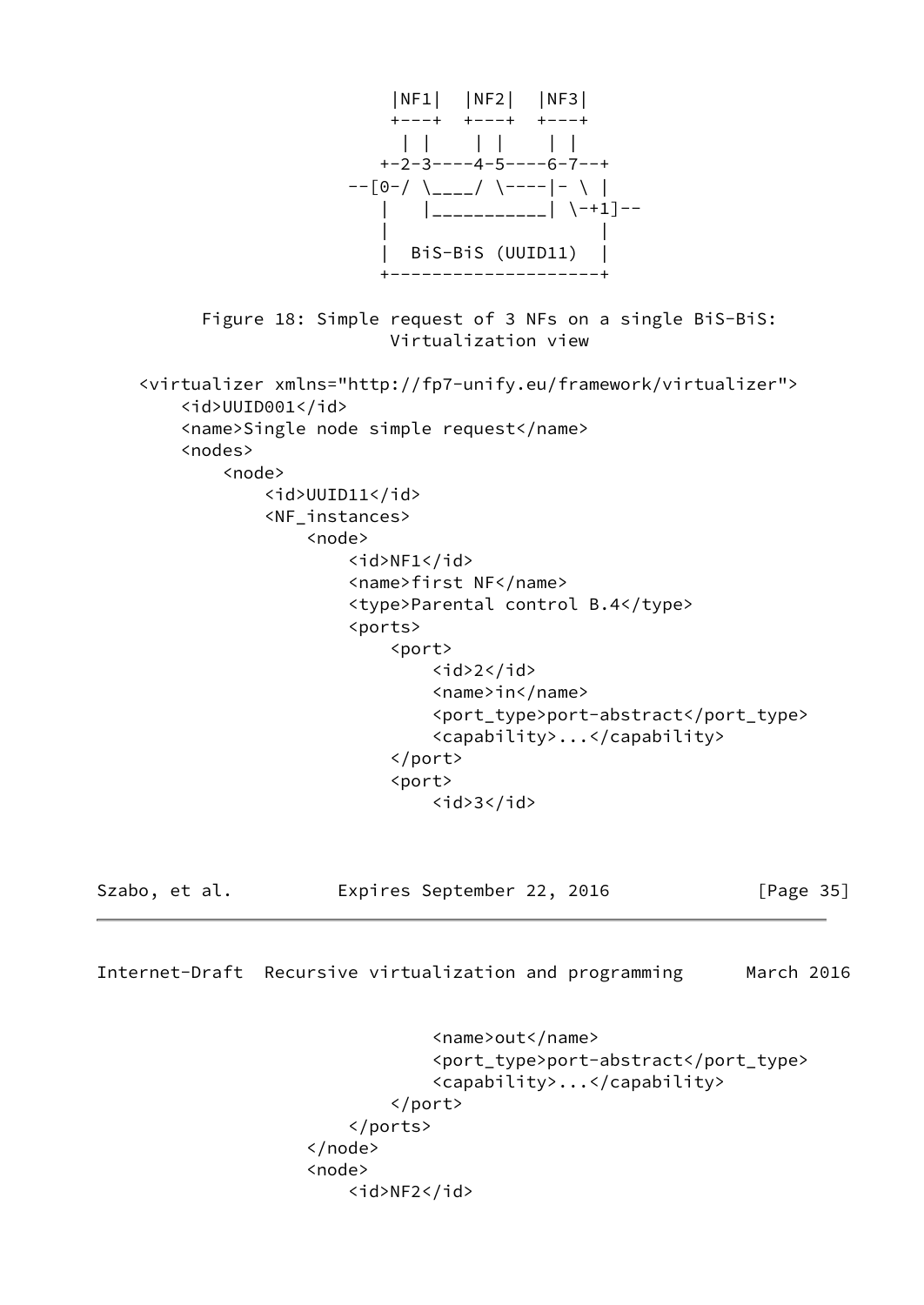```
                        |NF1|  |NF2|  |NF3|
                        +---+  +---+  +---+
                         | |    | |    | |
                       +-2-3----4-5----6-7--+
                    --[0-/ \____/ \----|- \ |
                       |   |___________| \-+1]--
                       |                    |
                       |  BiS-BiS (UUID11)  |
                       +--------------------+
```

Figure 18: Simple request of 3 NFs on a single BiS-BiS: Virtualization view

```
<virtualizer xmlns="http://fp7-unify.eu/framework/virtualizer">
    <id>UUID001</id>
    <name>Single node simple request</name>
    <nodes>
        <node>
            <id>UUID11</id>
            <NF_instances>
                <node>
                    <id>NF1</id>
                    <name>first NF</name>
                    <type>Parental control B.4</type>
                    <ports>
                        <port>
                            <id>2</id>
                            <name>in</name>
                            <port_type>port-abstract</port_type>
                            <capability>...</capability>
                        </port>
                        <port>
                            <id>3</id>
                            <name>out</name>
                            <port_type>port-abstract</port_type>
                            <capability>...</capability>
                        </port>
                    </ports>
                </node>
                <node>
                    <id>NF2</id>
```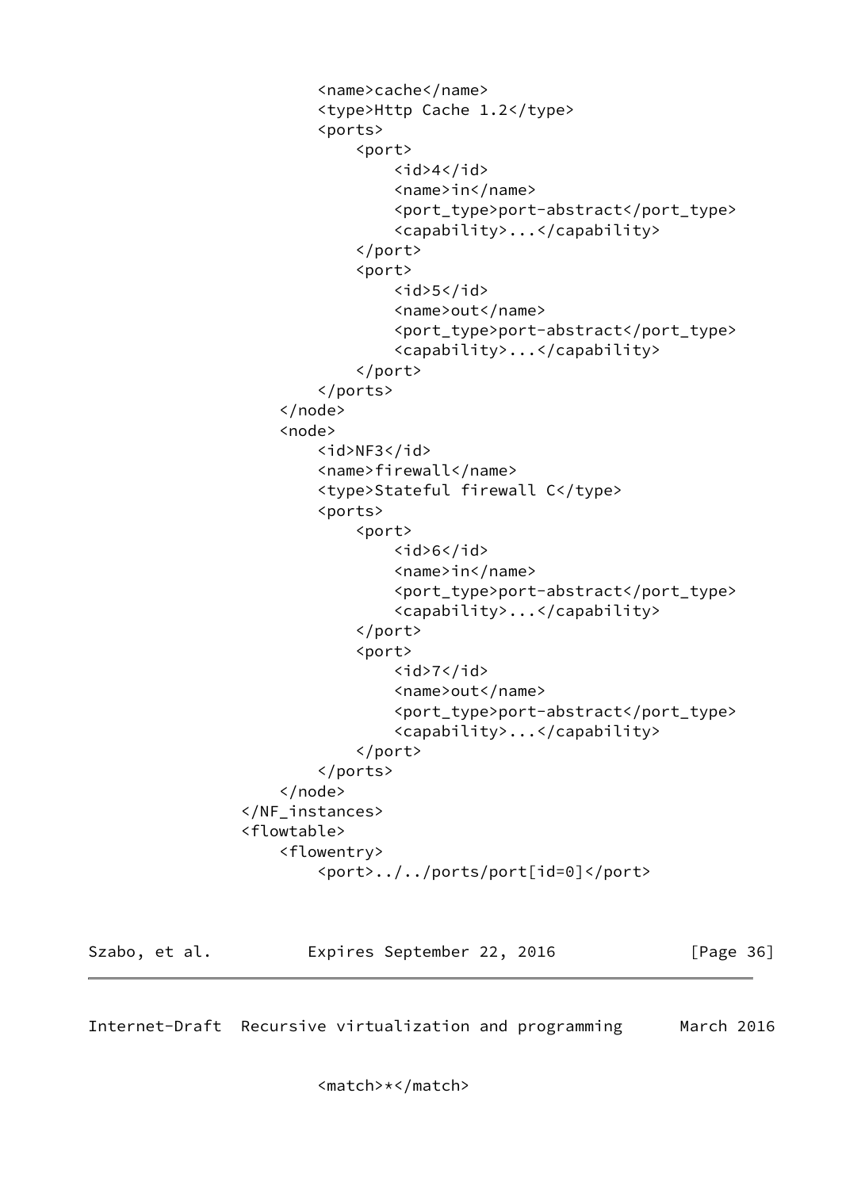```
                    <name>cache</name>
                    <type>Http Cache 1.2</type>
                    <ports>
                        <port>
                            <id>4</id>
                            <name>in</name>
                            <port_type>port-abstract</port_type>
                            <capability>...</capability>
                        </port>
                        <port>
                            <id>5</id>
                            <name>out</name>
                            <port_type>port-abstract</port_type>
                            <capability>...</capability>
                        </port>
                    </ports>
                </node>
                <node>
                    <id>NF3</id>
                    <name>firewall</name>
                    <type>Stateful firewall C</type>
                    <ports>
                        <port>
                            <id>6</id>
                            <name>in</name>
                            <port_type>port-abstract</port_type>
                            <capability>...</capability>
                        </port>
                        <port>
                            <id>7</id>
                            <name>out</name>
                            <port_type>port-abstract</port_type>
                            <capability>...</capability>
                        </port>
                    </ports>
                </node>
            </NF_instances>
            <flowtable>
                <flowentry>
                    <port>../../ports/port[id=0]</port>
```

```
                    <match>*</match>
```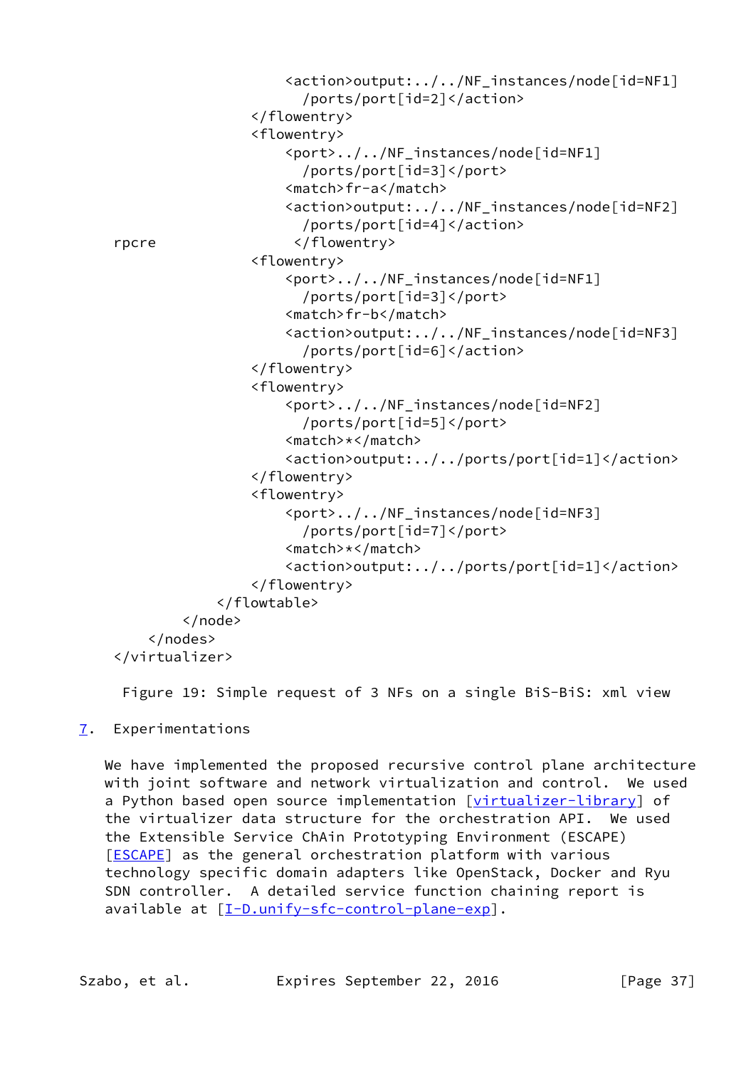```
                        <action>output:../../NF_instances/node[id=NF1]
                          /ports/port[id=2]</action>
                    </flowentry>
                    <flowentry>
                        <port>../../NF_instances/node[id=NF1]
                          /ports/port[id=3]</port>
                        <match>fr-a</match>
                        <action>output:../../NF_instances/node[id=NF2]
                          /ports/port[id=4]</action>
    rpcre                </flowentry>
                    <flowentry>
                        <port>../../NF_instances/node[id=NF1]
                          /ports/port[id=3]</port>
                        <match>fr-b</match>
                        <action>output:../../NF_instances/node[id=NF3]
                          /ports/port[id=6]</action>
                    </flowentry>
                    <flowentry>
                        <port>../../NF_instances/node[id=NF2]
                          /ports/port[id=5]</port>
                        <match>*</match>
                        <action>output:../../ports/port[id=1]</action>
                    </flowentry>
                    <flowentry>
                        <port>../../NF_instances/node[id=NF3]
                          /ports/port[id=7]</port>
                        <match>*</match>
                        <action>output:../../ports/port[id=1]</action>
                    </flowentry>
                </flowtable>
            </node>
        </nodes>
    </virtualizer>
```

Figure 19: Simple request of 3 NFs on a single BiS-BiS: xml view

## 7. Experimentations

We have implemented the proposed recursive control plane architecture with joint software and network virtualization and control. We used a Python based open source implementation [virtualizer-library] of the virtualizer data structure for the orchestration API. We used the Extensible Service ChAin Prototyping Environment (ESCAPE) [ESCAPE] as the general orchestration platform with various technology specific domain adapters like OpenStack, Docker and Ryu SDN controller. A detailed service function chaining report is available at [I-D.unify-sfc-control-plane-exp].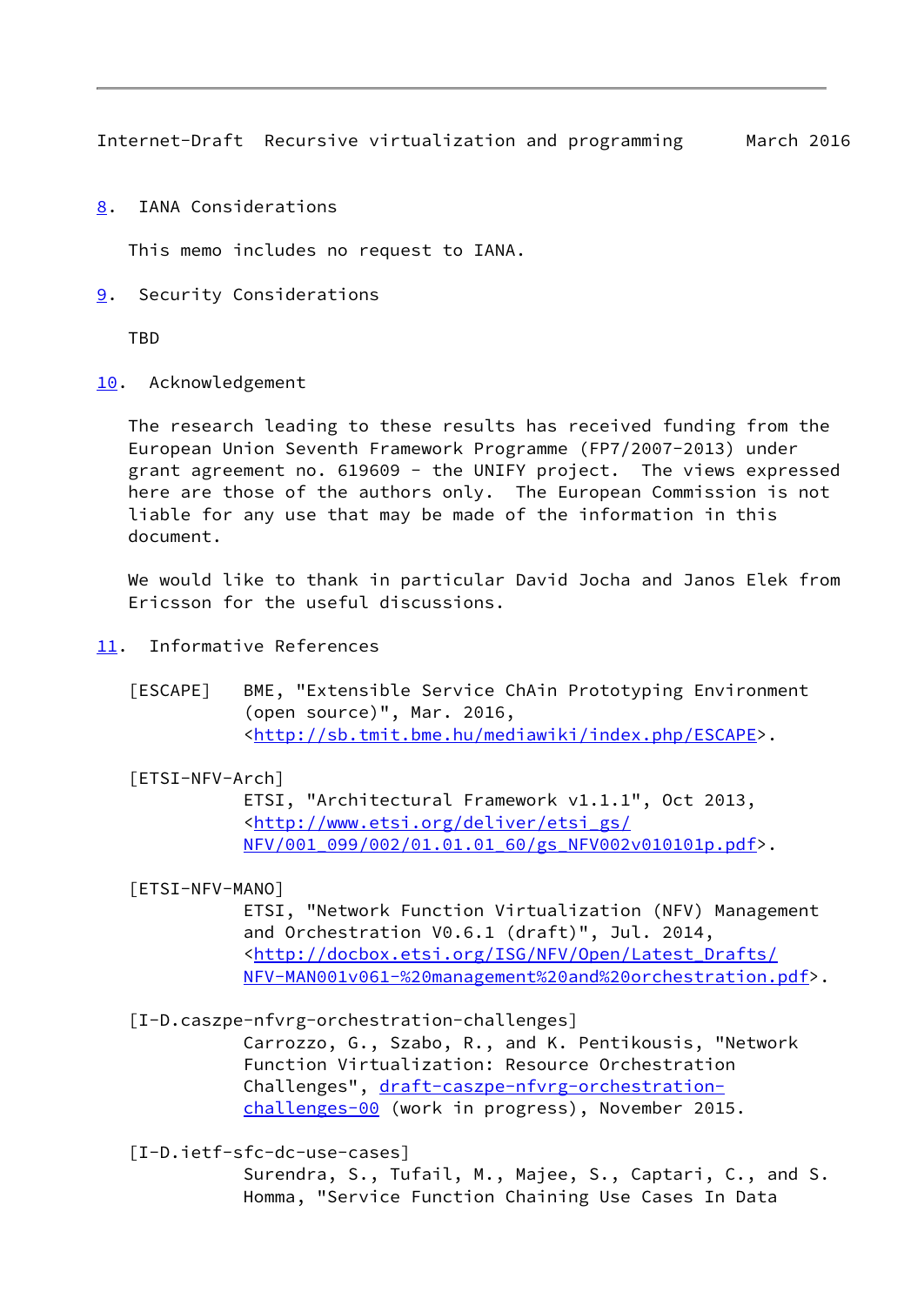## 8. IANA Considerations

This memo includes no request to IANA.

## 9. Security Considerations

TBD

## 10. Acknowledgement

The research leading to these results has received funding from the European Union Seventh Framework Programme (FP7/2007-2013) under grant agreement no. 619609 - the UNIFY project. The views expressed here are those of the authors only. The European Commission is not liable for any use that may be made of the information in this document.

We would like to thank in particular David Jocha and Janos Elek from Ericsson for the useful discussions.

## 11. Informative References

[ESCAPE] BME, "Extensible Service ChAin Prototyping Environment (open source)", Mar. 2016, <http://sb.tmit.bme.hu/mediawiki/index.php/ESCAPE>.

[ETSI-NFV-Arch] ETSI, "Architectural Framework v1.1.1", Oct 2013, <http://www.etsi.org/deliver/etsi_gs/NFV/001_099/002/01.01.01_60/gs_NFV002v010101p.pdf>.

[ETSI-NFV-MANO] ETSI, "Network Function Virtualization (NFV) Management and Orchestration V0.6.1 (draft)", Jul. 2014, <http://docbox.etsi.org/ISG/NFV/Open/Latest_Drafts/NFV-MAN001v061-%20management%20and%20orchestration.pdf>.

[I-D.caszpe-nfvrg-orchestration-challenges] Carrozzo, G., Szabo, R., and K. Pentikousis, "Network Function Virtualization: Resource Orchestration Challenges", draft-caszpe-nfvrg-orchestration-challenges-00 (work in progress), November 2015.

[I-D.ietf-sfc-dc-use-cases] Surendra, S., Tufail, M., Majee, S., Captari, C., and S. Homma, "Service Function Chaining Use Cases In Data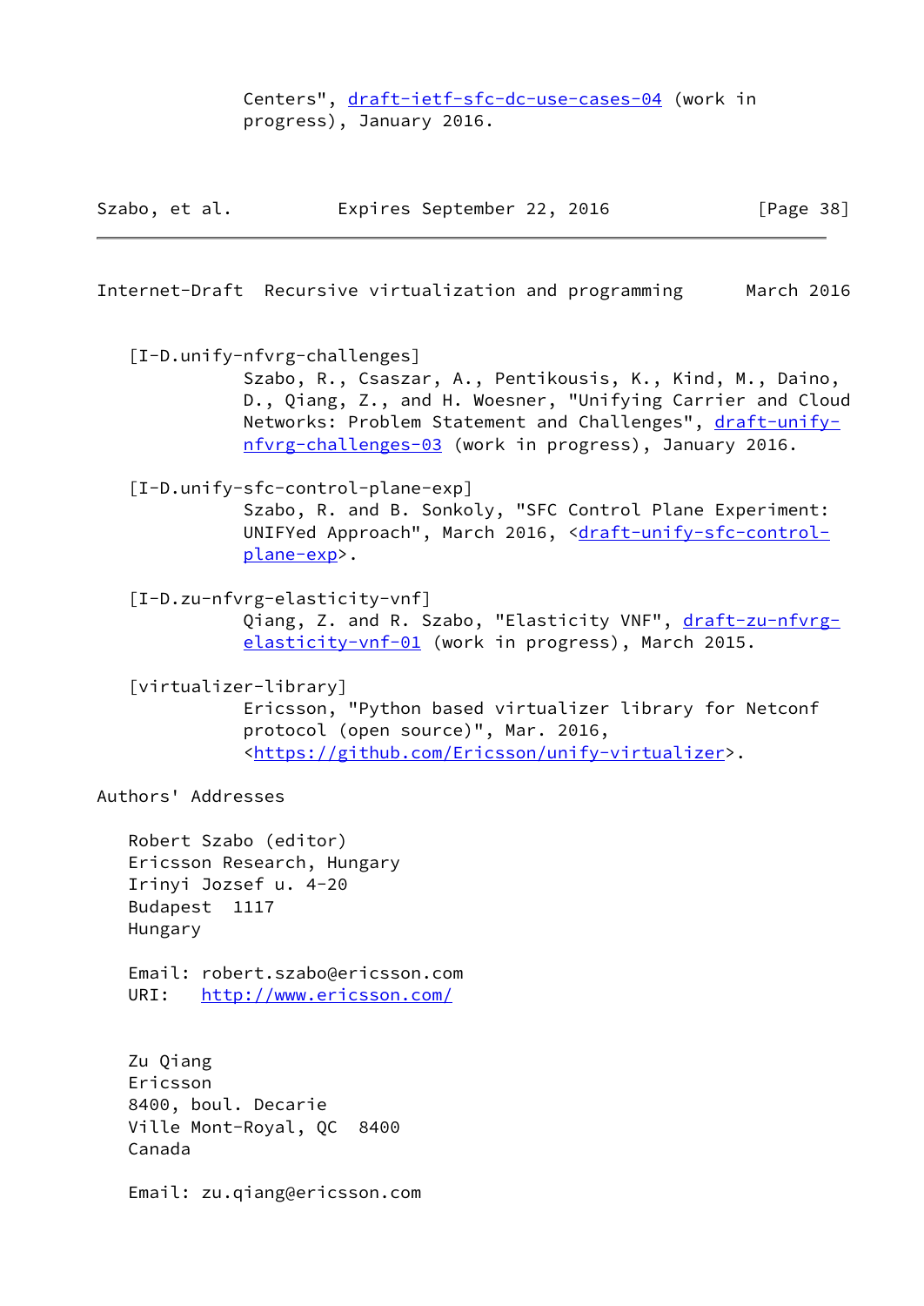Centers", draft-ietf-sfc-dc-use-cases-04 (work in progress), January 2016.

[I-D.unify-nfvrg-challenges]
Szabo, R., Csaszar, A., Pentikousis, K., Kind, M., Daino, D., Qiang, Z., and H. Woesner, "Unifying Carrier and Cloud Networks: Problem Statement and Challenges", draft-unify-nfvrg-challenges-03 (work in progress), January 2016.

[I-D.unify-sfc-control-plane-exp]
Szabo, R. and B. Sonkoly, "SFC Control Plane Experiment: UNIFYed Approach", March 2016, <draft-unify-sfc-control-plane-exp>.

[I-D.zu-nfvrg-elasticity-vnf]
Qiang, Z. and R. Szabo, "Elasticity VNF", draft-zu-nfvrg-elasticity-vnf-01 (work in progress), March 2015.

[virtualizer-library]
Ericsson, "Python based virtualizer library for Netconf protocol (open source)", Mar. 2016, <https://github.com/Ericsson/unify-virtualizer>.

## Authors' Addresses

Robert Szabo (editor)
Ericsson Research, Hungary
Irinyi Jozsef u. 4-20
Budapest 1117
Hungary

Email: robert.szabo@ericsson.com
URI: http://www.ericsson.com/

Zu Qiang
Ericsson
8400, boul. Decarie
Ville Mont-Royal, QC 8400
Canada

Email: zu.qiang@ericsson.com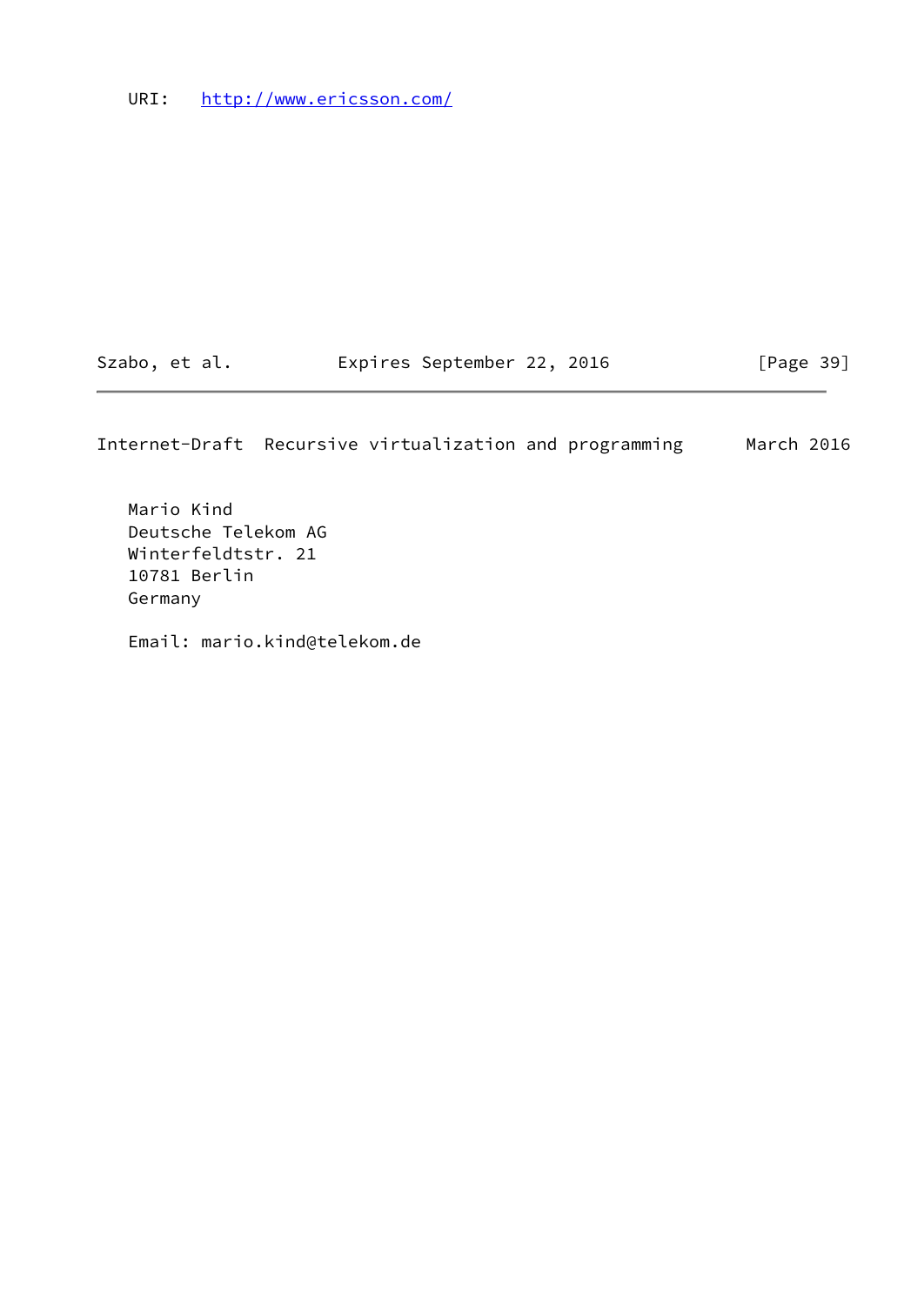URI:   http://www.ericsson.com/

Mario Kind
Deutsche Telekom AG
Winterfeldtstr. 21
10781 Berlin
Germany

Email: mario.kind@telekom.de